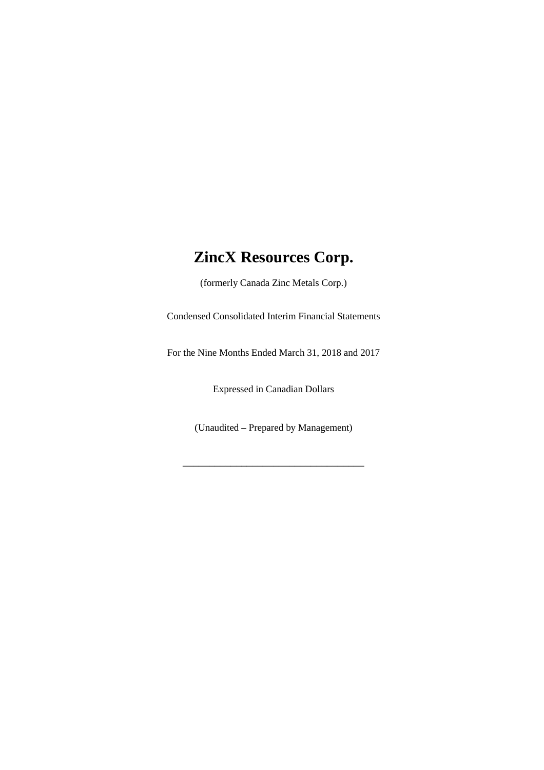# ZincX Resources Corp.

(formerly Canada Zinc Metals Corp.)

Condensed Consolidated Interim Financial Statements

For the Nine Months Ended March 31, 2018 and 2017

Expressed in Canadian Dollars

(Unaudited – Prepared by Management)

---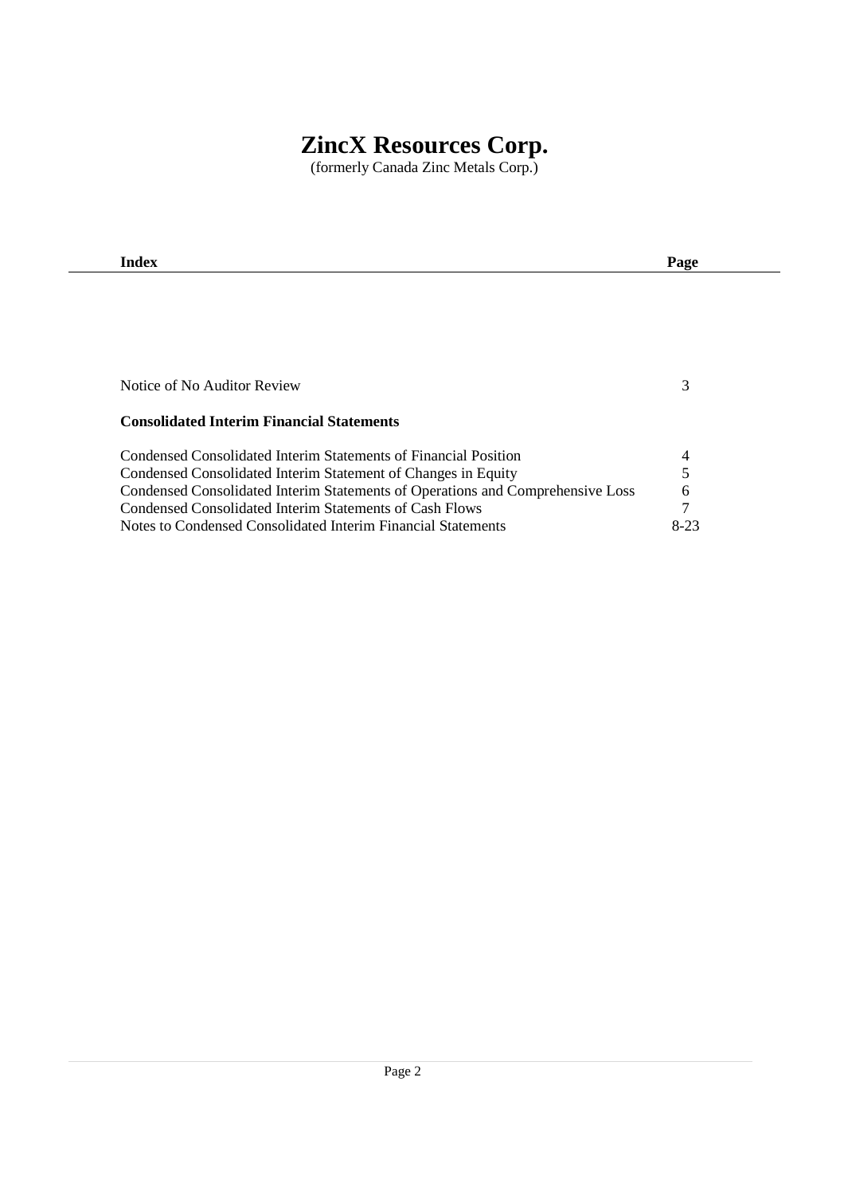# ZincX Resources Corp.

(formerly Canada Zinc Metals Corp.)

| Index | Page |
|---|---|
| Notice of No Auditor Review | 3 |
| **Consolidated Interim Financial Statements** | |
| Condensed Consolidated Interim Statements of Financial Position | 4 |
| Condensed Consolidated Interim Statement of Changes in Equity | 5 |
| Condensed Consolidated Interim Statements of Operations and Comprehensive Loss | 6 |
| Condensed Consolidated Interim Statements of Cash Flows | 7 |
| Notes to Condensed Consolidated Interim Financial Statements | 8-23 |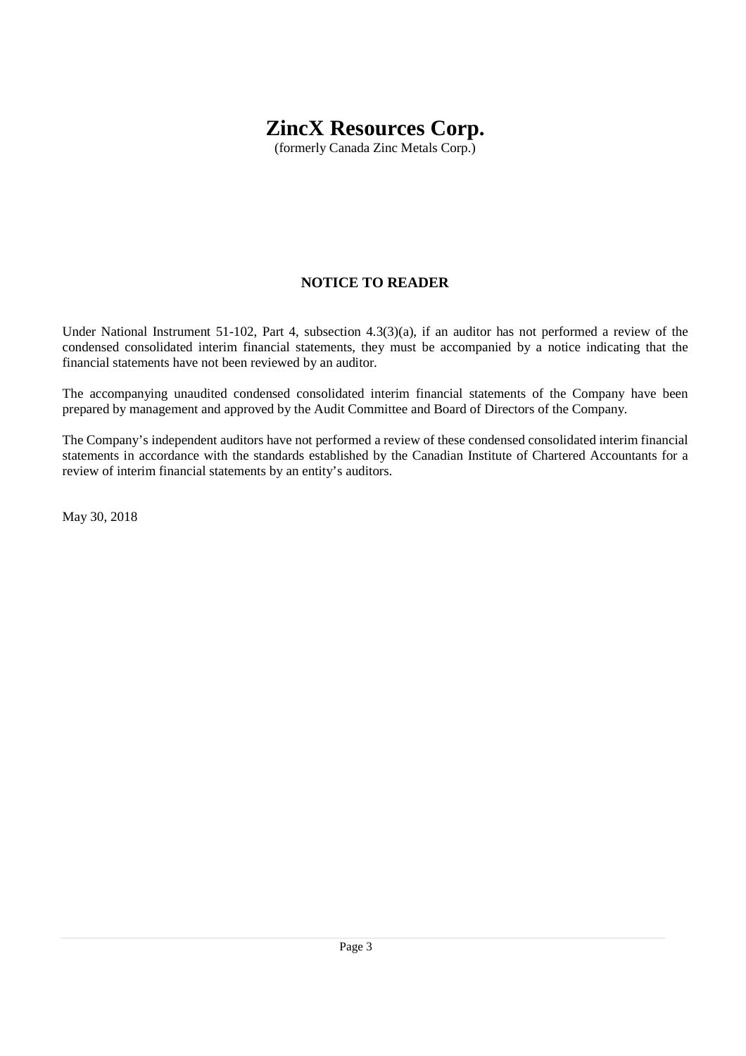# ZincX Resources Corp.

(formerly Canada Zinc Metals Corp.)

## NOTICE TO READER

Under National Instrument 51-102, Part 4, subsection 4.3(3)(a), if an auditor has not performed a review of the condensed consolidated interim financial statements, they must be accompanied by a notice indicating that the financial statements have not been reviewed by an auditor.

The accompanying unaudited condensed consolidated interim financial statements of the Company have been prepared by management and approved by the Audit Committee and Board of Directors of the Company.

The Company's independent auditors have not performed a review of these condensed consolidated interim financial statements in accordance with the standards established by the Canadian Institute of Chartered Accountants for a review of interim financial statements by an entity's auditors.

May 30, 2018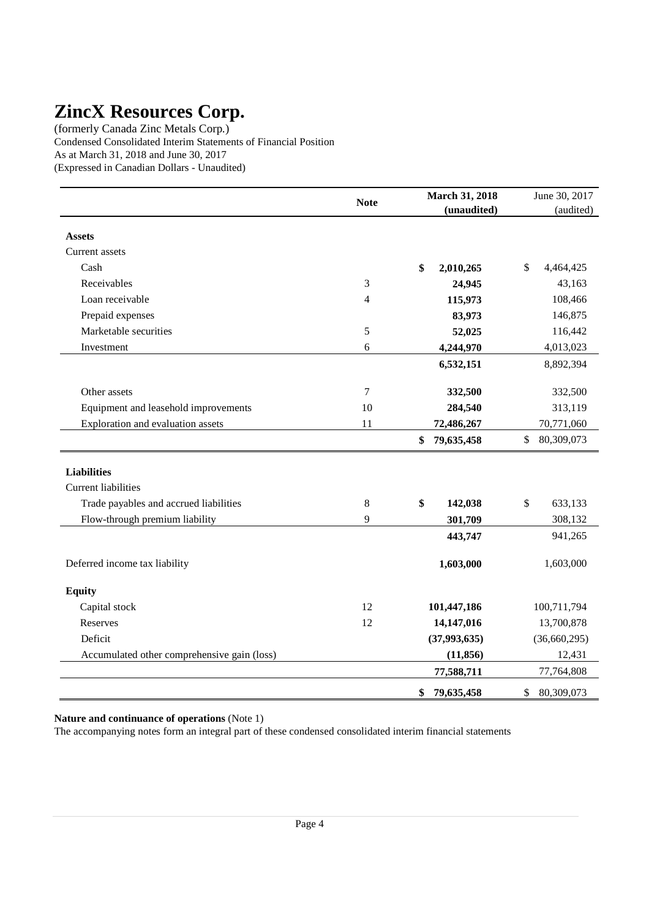# ZincX Resources Corp.

(formerly Canada Zinc Metals Corp.)
Condensed Consolidated Interim Statements of Financial Position
As at March 31, 2018 and June 30, 2017
(Expressed in Canadian Dollars - Unaudited)

| | Note | **March 31, 2018 (unaudited)** | June 30, 2017 (audited) |
|---|---|---|---|
| **Assets** | | | |
| Current assets | | | |
| Cash | | **$ 2,010,265** | $ 4,464,425 |
| Receivables | 3 | **24,945** | 43,163 |
| Loan receivable | 4 | **115,973** | 108,466 |
| Prepaid expenses | | **83,973** | 146,875 |
| Marketable securities | 5 | **52,025** | 116,442 |
| Investment | 6 | **4,244,970** | 4,013,023 |
| | | **6,532,151** | 8,892,394 |
| Other assets | 7 | **332,500** | 332,500 |
| Equipment and leasehold improvements | 10 | **284,540** | 313,119 |
| Exploration and evaluation assets | 11 | **72,486,267** | 70,771,060 |
| | | **$ 79,635,458** | $ 80,309,073 |
| **Liabilities** | | | |
| Current liabilities | | | |
| Trade payables and accrued liabilities | 8 | **$ 142,038** | $ 633,133 |
| Flow-through premium liability | 9 | **301,709** | 308,132 |
| | | **443,747** | 941,265 |
| Deferred income tax liability | | **1,603,000** | 1,603,000 |
| **Equity** | | | |
| Capital stock | 12 | **101,447,186** | 100,711,794 |
| Reserves | 12 | **14,147,016** | 13,700,878 |
| Deficit | | **(37,993,635)** | (36,660,295) |
| Accumulated other comprehensive gain (loss) | | **(11,856)** | 12,431 |
| | | **77,588,711** | 77,764,808 |
| | | **$ 79,635,458** | $ 80,309,073 |

**Nature and continuance of operations** (Note 1)

The accompanying notes form an integral part of these condensed consolidated interim financial statements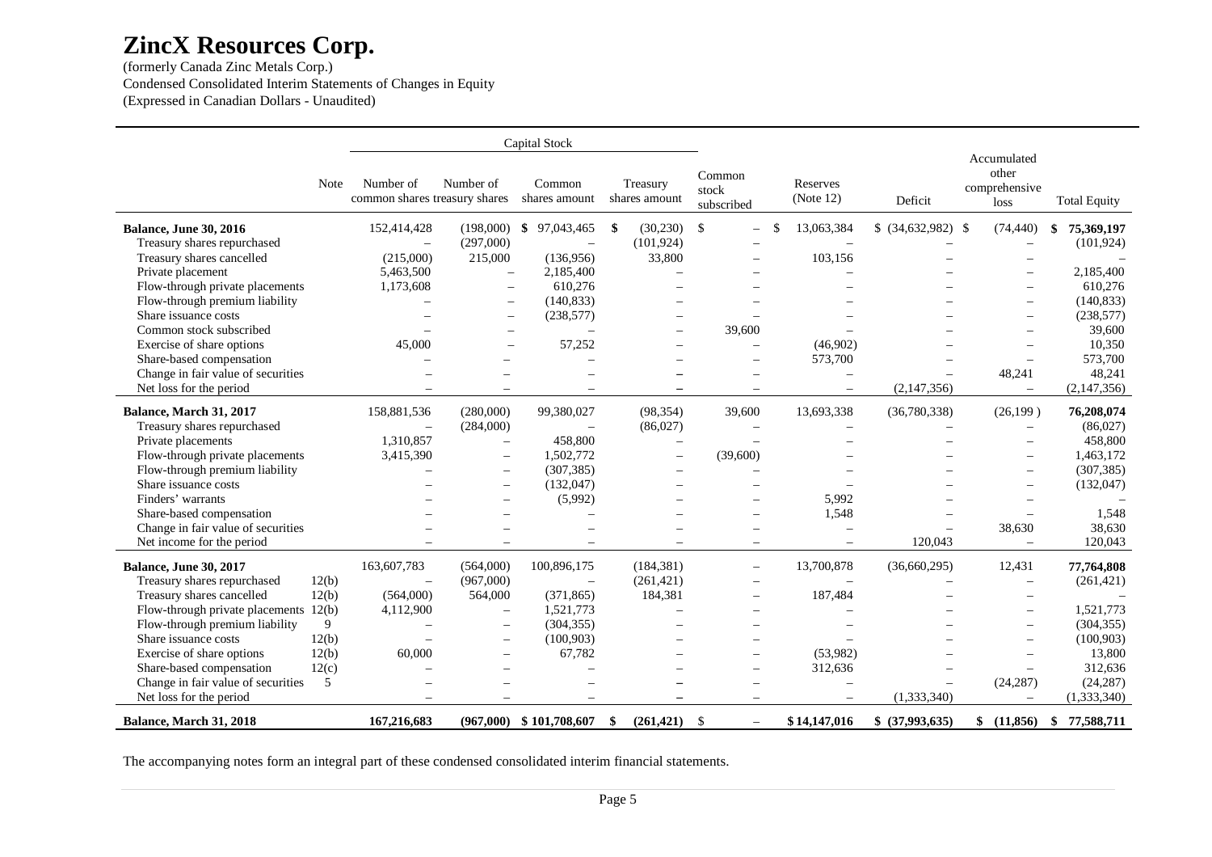# ZincX Resources Corp.

(formerly Canada Zinc Metals Corp.)
Condensed Consolidated Interim Statements of Changes in Equity
(Expressed in Canadian Dollars - Unaudited)

| | | Capital Stock | | | | | | | | |
|---|---|---|---|---|---|---|---|---|---|---|
| | Note | Number of common shares | Number of treasury shares | Common shares amount | Treasury shares amount | Common stock subscribed | Reserves (Note 12) | Deficit | Accumulated other comprehensive loss | Total Equity |
| **Balance, June 30, 2016** | | 152,414,428 | (198,000) | $ 97,043,465 | $ (30,230) | $ – | $ 13,063,384 | $ (34,632,982) | $ (74,440) | $ 75,369,197 |
| Treasury shares repurchased | | – | (297,000) | – | (101,924) | – | – | – | – | (101,924) |
| Treasury shares cancelled | | (215,000) | 215,000 | (136,956) | 33,800 | – | 103,156 | – | – | – |
| Private placement | | 5,463,500 | – | 2,185,400 | – | – | – | – | – | 2,185,400 |
| Flow-through private placements | | 1,173,608 | – | 610,276 | – | – | – | – | – | 610,276 |
| Flow-through premium liability | | – | – | (140,833) | – | – | – | – | – | (140,833) |
| Share issuance costs | | – | – | (238,577) | – | – | – | – | – | (238,577) |
| Common stock subscribed | | – | – | – | – | 39,600 | – | – | – | 39,600 |
| Exercise of share options | | 45,000 | – | 57,252 | – | – | (46,902) | – | – | 10,350 |
| Share-based compensation | | – | – | – | – | – | 573,700 | – | – | 573,700 |
| Change in fair value of securities | | – | – | – | – | – | – | – | 48,241 | 48,241 |
| Net loss for the period | | – | – | – | – | – | – | (2,147,356) | – | (2,147,356) |
| **Balance, March 31, 2017** | | 158,881,536 | (280,000) | 99,380,027 | (98,354) | 39,600 | 13,693,338 | (36,780,338) | (26,199) | 76,208,074 |
| Treasury shares repurchased | | – | (284,000) | – | (86,027) | – | – | – | – | (86,027) |
| Private placements | | 1,310,857 | – | 458,800 | – | – | – | – | – | 458,800 |
| Flow-through private placements | | 3,415,390 | – | 1,502,772 | – | (39,600) | – | – | – | 1,463,172 |
| Flow-through premium liability | | – | – | (307,385) | – | – | – | – | – | (307,385) |
| Share issuance costs | | – | – | (132,047) | – | – | – | – | – | (132,047) |
| Finders' warrants | | – | – | (5,992) | – | – | 5,992 | – | – | – |
| Share-based compensation | | – | – | – | – | – | 1,548 | – | – | 1,548 |
| Change in fair value of securities | | – | – | – | – | – | – | – | 38,630 | 38,630 |
| Net income for the period | | – | – | – | – | – | – | 120,043 | – | 120,043 |
| **Balance, June 30, 2017** | | 163,607,783 | (564,000) | 100,896,175 | (184,381) | – | 13,700,878 | (36,660,295) | 12,431 | 77,764,808 |
| Treasury shares repurchased | 12(b) | – | (967,000) | – | (261,421) | – | – | – | – | (261,421) |
| Treasury shares cancelled | 12(b) | (564,000) | 564,000 | (371,865) | 184,381 | – | 187,484 | – | – | – |
| Flow-through private placements | 12(b) | 4,112,900 | – | 1,521,773 | – | – | – | – | – | 1,521,773 |
| Flow-through premium liability | 9 | – | – | (304,355) | – | – | – | – | – | (304,355) |
| Share issuance costs | 12(b) | – | – | (100,903) | – | – | – | – | – | (100,903) |
| Exercise of share options | 12(b) | 60,000 | – | 67,782 | – | – | (53,982) | – | – | 13,800 |
| Share-based compensation | 12(c) | – | – | – | – | – | 312,636 | – | – | 312,636 |
| Change in fair value of securities | 5 | – | – | – | – | – | – | – | (24,287) | (24,287) |
| Net loss for the period | | – | – | – | – | – | – | (1,333,340) | – | (1,333,340) |
| **Balance, March 31, 2018** | | **167,216,683** | **(967,000)** | **$ 101,708,607** | **$ (261,421)** | **$ –** | **$ 14,147,016** | **$ (37,993,635)** | **$ (11,856)** | **$ 77,588,711** |

The accompanying notes form an integral part of these condensed consolidated interim financial statements.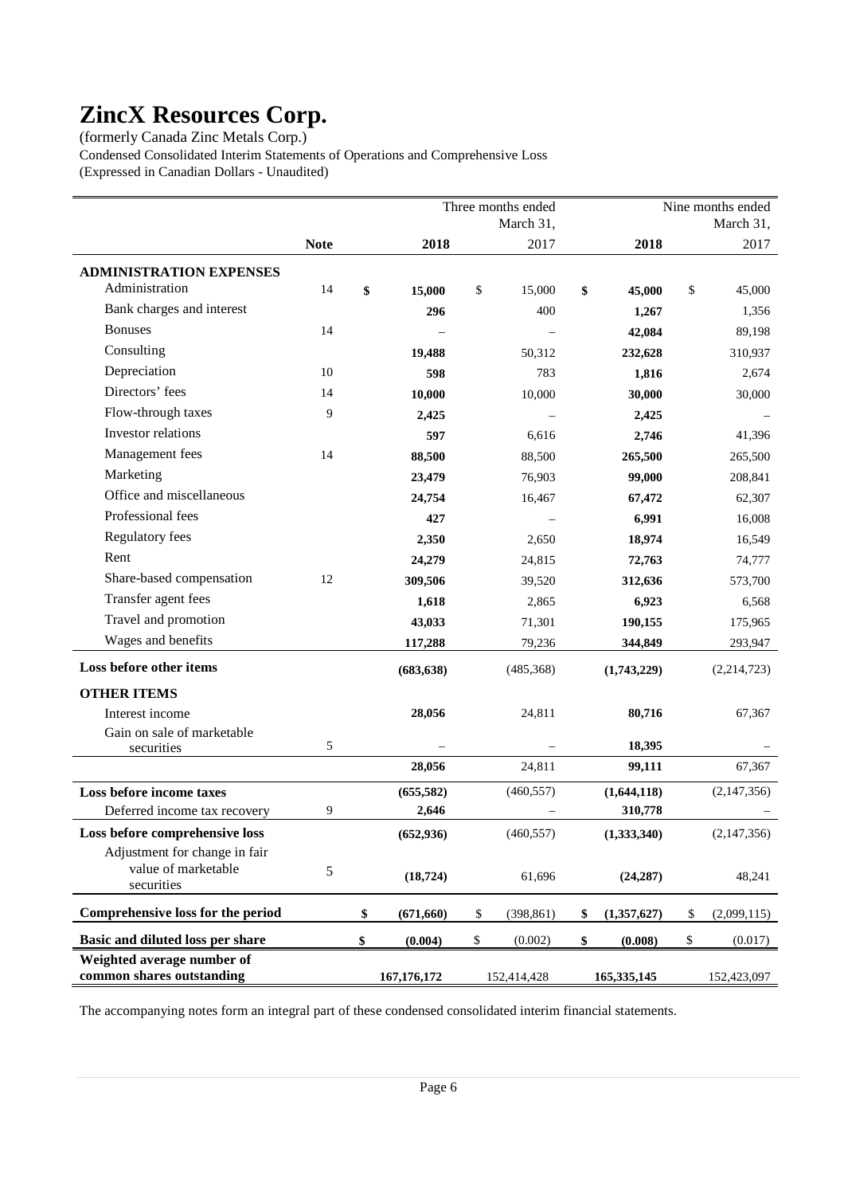# ZincX Resources Corp.

(formerly Canada Zinc Metals Corp.)

Condensed Consolidated Interim Statements of Operations and Comprehensive Loss

(Expressed in Canadian Dollars - Unaudited)

| | Note | Three months ended March 31, 2018 | Three months ended March 31, 2017 | Nine months ended March 31, 2018 | Nine months ended March 31, 2017 |
|---|---|---|---|---|---|
| **ADMINISTRATION EXPENSES** | | | | | |
| Administration | 14 | **$ 15,000** | $ 15,000 | **$ 45,000** | $ 45,000 |
| Bank charges and interest | | **296** | 400 | **1,267** | 1,356 |
| Bonuses | 14 | – | – | **42,084** | 89,198 |
| Consulting | | **19,488** | 50,312 | **232,628** | 310,937 |
| Depreciation | 10 | **598** | 783 | **1,816** | 2,674 |
| Directors' fees | 14 | **10,000** | 10,000 | **30,000** | 30,000 |
| Flow-through taxes | 9 | **2,425** | – | **2,425** | – |
| Investor relations | | **597** | 6,616 | **2,746** | 41,396 |
| Management fees | 14 | **88,500** | 88,500 | **265,500** | 265,500 |
| Marketing | | **23,479** | 76,903 | **99,000** | 208,841 |
| Office and miscellaneous | | **24,754** | 16,467 | **67,472** | 62,307 |
| Professional fees | | **427** | – | **6,991** | 16,008 |
| Regulatory fees | | **2,350** | 2,650 | **18,974** | 16,549 |
| Rent | | **24,279** | 24,815 | **72,763** | 74,777 |
| Share-based compensation | 12 | **309,506** | 39,520 | **312,636** | 573,700 |
| Transfer agent fees | | **1,618** | 2,865 | **6,923** | 6,568 |
| Travel and promotion | | **43,033** | 71,301 | **190,155** | 175,965 |
| Wages and benefits | | **117,288** | 79,236 | **344,849** | 293,947 |
| **Loss before other items** | | **(683,638)** | (485,368) | **(1,743,229)** | (2,214,723) |
| **OTHER ITEMS** | | | | | |
| Interest income | | **28,056** | 24,811 | **80,716** | 67,367 |
| Gain on sale of marketable securities | 5 | – | – | **18,395** | – |
| | | **28,056** | 24,811 | **99,111** | 67,367 |
| **Loss before income taxes** | | **(655,582)** | (460,557) | **(1,644,118)** | (2,147,356) |
| Deferred income tax recovery | 9 | **2,646** | – | **310,778** | – |
| **Loss before comprehensive loss** | | **(652,936)** | (460,557) | **(1,333,340)** | (2,147,356) |
| Adjustment for change in fair value of marketable securities | 5 | **(18,724)** | 61,696 | **(24,287)** | 48,241 |
| **Comprehensive loss for the period** | | **$ (671,660)** | $ (398,861) | **$ (1,357,627)** | $ (2,099,115) |
| **Basic and diluted loss per share** | | **$ (0.004)** | $ (0.002) | **$ (0.008)** | $ (0.017) |
| **Weighted average number of common shares outstanding** | | **167,176,172** | 152,414,428 | **165,335,145** | 152,423,097 |

The accompanying notes form an integral part of these condensed consolidated interim financial statements.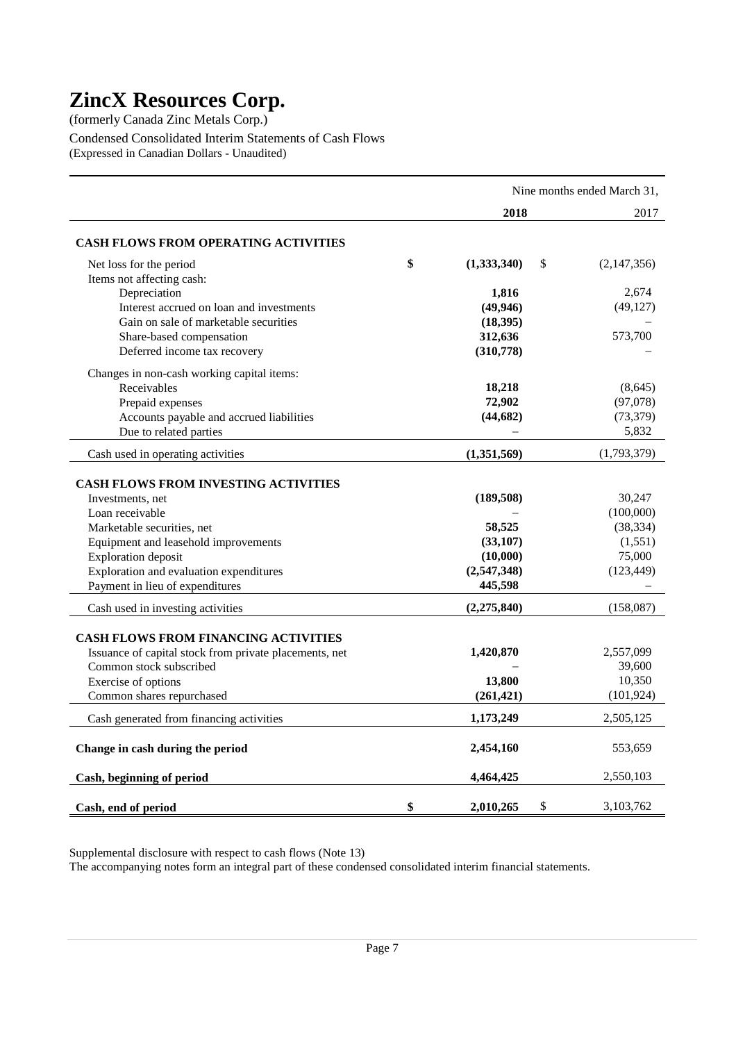# ZincX Resources Corp.

(formerly Canada Zinc Metals Corp.)

Condensed Consolidated Interim Statements of Cash Flows
(Expressed in Canadian Dollars - Unaudited)

| | Nine months ended March 31, | |
|---|---|---|
| | **2018** | 2017 |
| **CASH FLOWS FROM OPERATING ACTIVITIES** | | |
| Net loss for the period | **$ (1,333,340)** | $ (2,147,356) |
| Items not affecting cash: | | |
| Depreciation | **1,816** | 2,674 |
| Interest accrued on loan and investments | **(49,946)** | (49,127) |
| Gain on sale of marketable securities | **(18,395)** | – |
| Share-based compensation | **312,636** | 573,700 |
| Deferred income tax recovery | **(310,778)** | – |
| Changes in non-cash working capital items: | | |
| Receivables | **18,218** | (8,645) |
| Prepaid expenses | **72,902** | (97,078) |
| Accounts payable and accrued liabilities | **(44,682)** | (73,379) |
| Due to related parties | **–** | 5,832 |
| Cash used in operating activities | **(1,351,569)** | (1,793,379) |
| **CASH FLOWS FROM INVESTING ACTIVITIES** | | |
| Investments, net | **(189,508)** | 30,247 |
| Loan receivable | **–** | (100,000) |
| Marketable securities, net | **58,525** | (38,334) |
| Equipment and leasehold improvements | **(33,107)** | (1,551) |
| Exploration deposit | **(10,000)** | 75,000 |
| Exploration and evaluation expenditures | **(2,547,348)** | (123,449) |
| Payment in lieu of expenditures | **445,598** | – |
| Cash used in investing activities | **(2,275,840)** | (158,087) |
| **CASH FLOWS FROM FINANCING ACTIVITIES** | | |
| Issuance of capital stock from private placements, net | **1,420,870** | 2,557,099 |
| Common stock subscribed | **–** | 39,600 |
| Exercise of options | **13,800** | 10,350 |
| Common shares repurchased | **(261,421)** | (101,924) |
| Cash generated from financing activities | **1,173,249** | 2,505,125 |
| **Change in cash during the period** | **2,454,160** | 553,659 |
| **Cash, beginning of period** | **4,464,425** | 2,550,103 |
| **Cash, end of period** | **$ 2,010,265** | $ 3,103,762 |

Supplemental disclosure with respect to cash flows (Note 13)
The accompanying notes form an integral part of these condensed consolidated interim financial statements.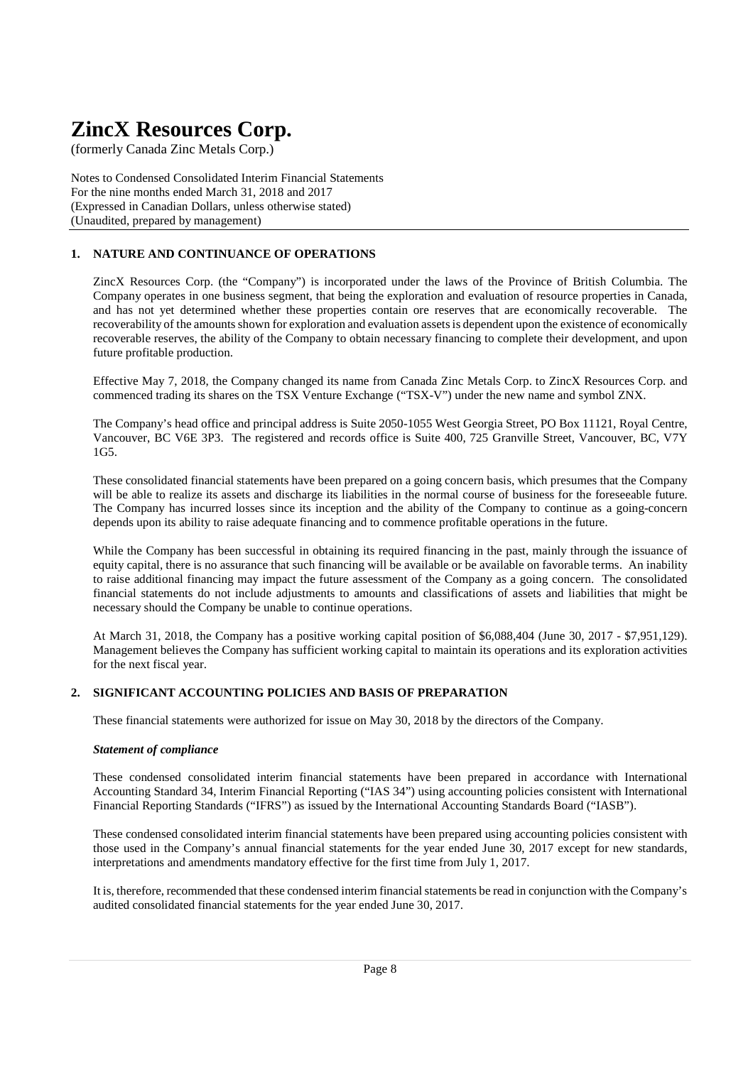# ZincX Resources Corp.

(formerly Canada Zinc Metals Corp.)

Notes to Condensed Consolidated Interim Financial Statements
For the nine months ended March 31, 2018 and 2017
(Expressed in Canadian Dollars, unless otherwise stated)
(Unaudited, prepared by management)

## 1. NATURE AND CONTINUANCE OF OPERATIONS

ZincX Resources Corp. (the "Company") is incorporated under the laws of the Province of British Columbia. The Company operates in one business segment, that being the exploration and evaluation of resource properties in Canada, and has not yet determined whether these properties contain ore reserves that are economically recoverable. The recoverability of the amounts shown for exploration and evaluation assets is dependent upon the existence of economically recoverable reserves, the ability of the Company to obtain necessary financing to complete their development, and upon future profitable production.

Effective May 7, 2018, the Company changed its name from Canada Zinc Metals Corp. to ZincX Resources Corp. and commenced trading its shares on the TSX Venture Exchange ("TSX-V") under the new name and symbol ZNX.

The Company's head office and principal address is Suite 2050-1055 West Georgia Street, PO Box 11121, Royal Centre, Vancouver, BC V6E 3P3. The registered and records office is Suite 400, 725 Granville Street, Vancouver, BC, V7Y 1G5.

These consolidated financial statements have been prepared on a going concern basis, which presumes that the Company will be able to realize its assets and discharge its liabilities in the normal course of business for the foreseeable future. The Company has incurred losses since its inception and the ability of the Company to continue as a going-concern depends upon its ability to raise adequate financing and to commence profitable operations in the future.

While the Company has been successful in obtaining its required financing in the past, mainly through the issuance of equity capital, there is no assurance that such financing will be available or be available on favorable terms. An inability to raise additional financing may impact the future assessment of the Company as a going concern. The consolidated financial statements do not include adjustments to amounts and classifications of assets and liabilities that might be necessary should the Company be unable to continue operations.

At March 31, 2018, the Company has a positive working capital position of $6,088,404 (June 30, 2017 - $7,951,129). Management believes the Company has sufficient working capital to maintain its operations and its exploration activities for the next fiscal year.

## 2. SIGNIFICANT ACCOUNTING POLICIES AND BASIS OF PREPARATION

These financial statements were authorized for issue on May 30, 2018 by the directors of the Company.

***Statement of compliance***

These condensed consolidated interim financial statements have been prepared in accordance with International Accounting Standard 34, Interim Financial Reporting ("IAS 34") using accounting policies consistent with International Financial Reporting Standards ("IFRS") as issued by the International Accounting Standards Board ("IASB").

These condensed consolidated interim financial statements have been prepared using accounting policies consistent with those used in the Company's annual financial statements for the year ended June 30, 2017 except for new standards, interpretations and amendments mandatory effective for the first time from July 1, 2017.

It is, therefore, recommended that these condensed interim financial statements be read in conjunction with the Company's audited consolidated financial statements for the year ended June 30, 2017.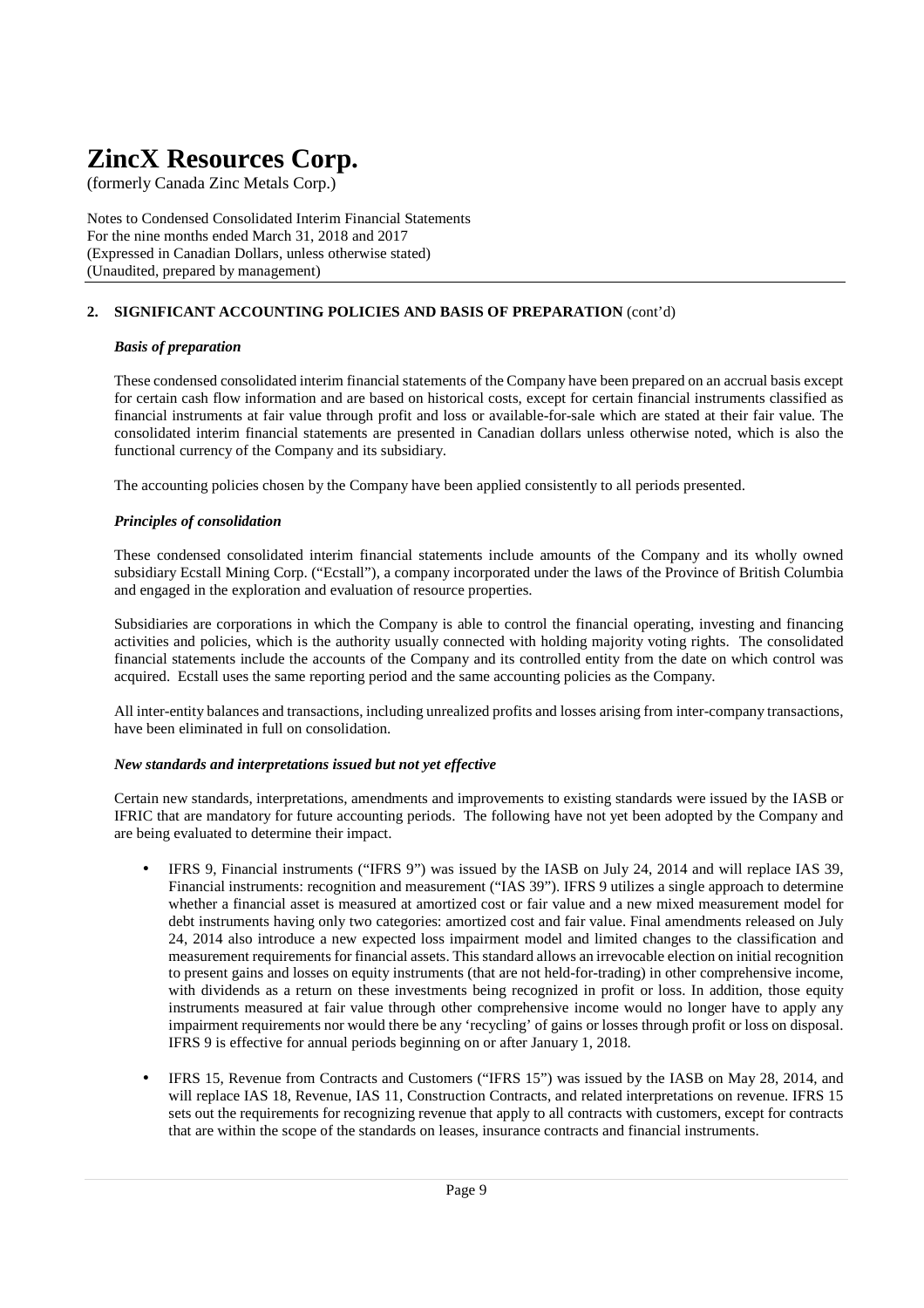# ZincX Resources Corp.

(formerly Canada Zinc Metals Corp.)

Notes to Condensed Consolidated Interim Financial Statements
For the nine months ended March 31, 2018 and 2017
(Expressed in Canadian Dollars, unless otherwise stated)
(Unaudited, prepared by management)

## 2. SIGNIFICANT ACCOUNTING POLICIES AND BASIS OF PREPARATION (cont'd)

### *Basis of preparation*

These condensed consolidated interim financial statements of the Company have been prepared on an accrual basis except for certain cash flow information and are based on historical costs, except for certain financial instruments classified as financial instruments at fair value through profit and loss or available-for-sale which are stated at their fair value. The consolidated interim financial statements are presented in Canadian dollars unless otherwise noted, which is also the functional currency of the Company and its subsidiary.

The accounting policies chosen by the Company have been applied consistently to all periods presented.

### *Principles of consolidation*

These condensed consolidated interim financial statements include amounts of the Company and its wholly owned subsidiary Ecstall Mining Corp. ("Ecstall"), a company incorporated under the laws of the Province of British Columbia and engaged in the exploration and evaluation of resource properties.

Subsidiaries are corporations in which the Company is able to control the financial operating, investing and financing activities and policies, which is the authority usually connected with holding majority voting rights. The consolidated financial statements include the accounts of the Company and its controlled entity from the date on which control was acquired. Ecstall uses the same reporting period and the same accounting policies as the Company.

All inter-entity balances and transactions, including unrealized profits and losses arising from inter-company transactions, have been eliminated in full on consolidation.

### *New standards and interpretations issued but not yet effective*

Certain new standards, interpretations, amendments and improvements to existing standards were issued by the IASB or IFRIC that are mandatory for future accounting periods. The following have not yet been adopted by the Company and are being evaluated to determine their impact.

- IFRS 9, Financial instruments ("IFRS 9") was issued by the IASB on July 24, 2014 and will replace IAS 39, Financial instruments: recognition and measurement ("IAS 39"). IFRS 9 utilizes a single approach to determine whether a financial asset is measured at amortized cost or fair value and a new mixed measurement model for debt instruments having only two categories: amortized cost and fair value. Final amendments released on July 24, 2014 also introduce a new expected loss impairment model and limited changes to the classification and measurement requirements for financial assets. This standard allows an irrevocable election on initial recognition to present gains and losses on equity instruments (that are not held-for-trading) in other comprehensive income, with dividends as a return on these investments being recognized in profit or loss. In addition, those equity instruments measured at fair value through other comprehensive income would no longer have to apply any impairment requirements nor would there be any 'recycling' of gains or losses through profit or loss on disposal. IFRS 9 is effective for annual periods beginning on or after January 1, 2018.

- IFRS 15, Revenue from Contracts and Customers ("IFRS 15") was issued by the IASB on May 28, 2014, and will replace IAS 18, Revenue, IAS 11, Construction Contracts, and related interpretations on revenue. IFRS 15 sets out the requirements for recognizing revenue that apply to all contracts with customers, except for contracts that are within the scope of the standards on leases, insurance contracts and financial instruments.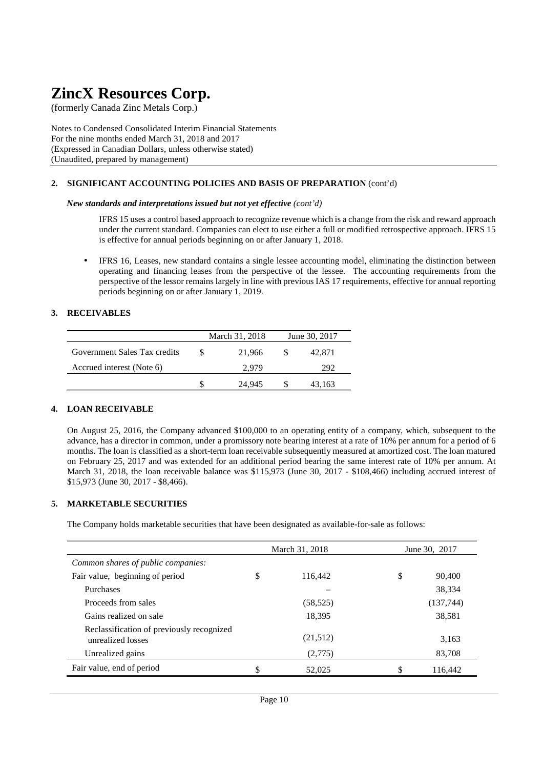# ZincX Resources Corp.

(formerly Canada Zinc Metals Corp.)

Notes to Condensed Consolidated Interim Financial Statements
For the nine months ended March 31, 2018 and 2017
(Expressed in Canadian Dollars, unless otherwise stated)
(Unaudited, prepared by management)

## 2. SIGNIFICANT ACCOUNTING POLICIES AND BASIS OF PREPARATION (cont'd)

***New standards and interpretations issued but not yet effective*** *(cont'd)*

IFRS 15 uses a control based approach to recognize revenue which is a change from the risk and reward approach under the current standard. Companies can elect to use either a full or modified retrospective approach. IFRS 15 is effective for annual periods beginning on or after January 1, 2018.

- IFRS 16, Leases, new standard contains a single lessee accounting model, eliminating the distinction between operating and financing leases from the perspective of the lessee. The accounting requirements from the perspective of the lessor remains largely in line with previous IAS 17 requirements, effective for annual reporting periods beginning on or after January 1, 2019.

## 3. RECEIVABLES

| | March 31, 2018 | June 30, 2017 |
|---|---|---|
| Government Sales Tax credits | $ 21,966 | $ 42,871 |
| Accrued interest (Note 6) | 2,979 | 292 |
| | $ 24,945 | $ 43,163 |

## 4. LOAN RECEIVABLE

On August 25, 2016, the Company advanced $100,000 to an operating entity of a company, which, subsequent to the advance, has a director in common, under a promissory note bearing interest at a rate of 10% per annum for a period of 6 months. The loan is classified as a short-term loan receivable subsequently measured at amortized cost. The loan matured on February 25, 2017 and was extended for an additional period bearing the same interest rate of 10% per annum. At March 31, 2018, the loan receivable balance was $115,973 (June 30, 2017 - $108,466) including accrued interest of $15,973 (June 30, 2017 - $8,466).

## 5. MARKETABLE SECURITIES

The Company holds marketable securities that have been designated as available-for-sale as follows:

| | March 31, 2018 | June 30, 2017 |
|---|---|---|
| *Common shares of public companies:* | | |
| Fair value, beginning of period | $ 116,442 | $ 90,400 |
| Purchases | – | 38,334 |
| Proceeds from sales | (58,525) | (137,744) |
| Gains realized on sale | 18,395 | 38,581 |
| Reclassification of previously recognized unrealized losses | (21,512) | 3,163 |
| Unrealized gains | (2,775) | 83,708 |
| Fair value, end of period | $ 52,025 | $ 116,442 |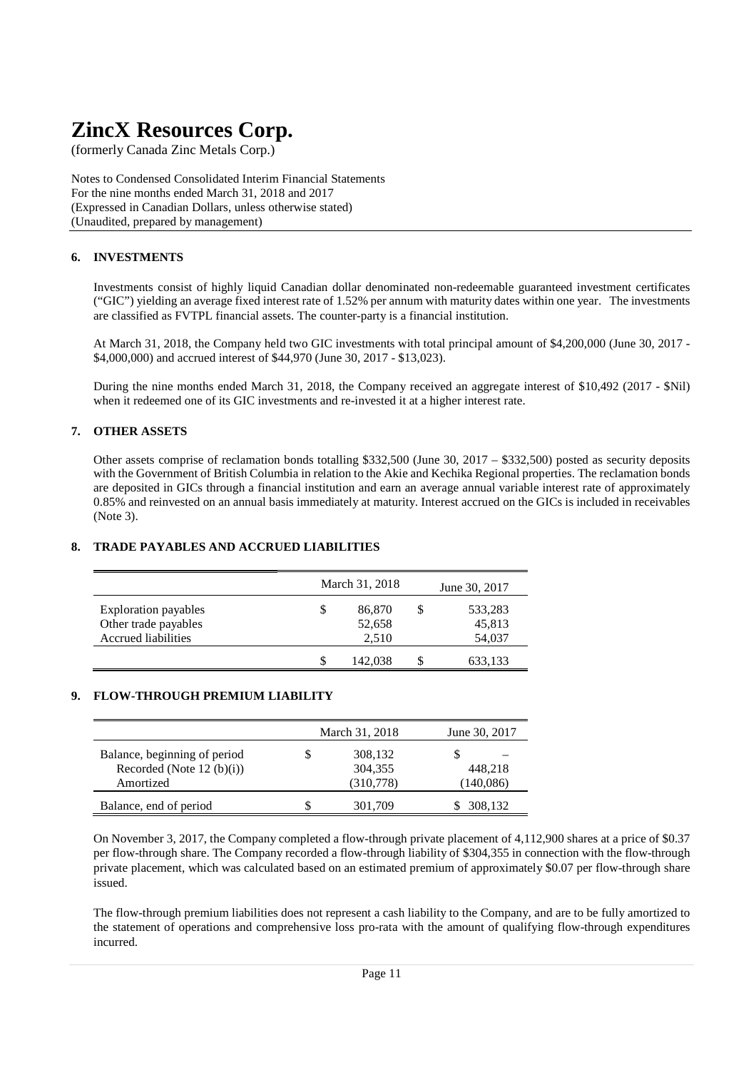# ZincX Resources Corp.

(formerly Canada Zinc Metals Corp.)

Notes to Condensed Consolidated Interim Financial Statements
For the nine months ended March 31, 2018 and 2017
(Expressed in Canadian Dollars, unless otherwise stated)
(Unaudited, prepared by management)

## 6. INVESTMENTS

Investments consist of highly liquid Canadian dollar denominated non-redeemable guaranteed investment certificates ("GIC") yielding an average fixed interest rate of 1.52% per annum with maturity dates within one year. The investments are classified as FVTPL financial assets. The counter-party is a financial institution.

At March 31, 2018, the Company held two GIC investments with total principal amount of $4,200,000 (June 30, 2017 - $4,000,000) and accrued interest of $44,970 (June 30, 2017 - $13,023).

During the nine months ended March 31, 2018, the Company received an aggregate interest of $10,492 (2017 - $Nil) when it redeemed one of its GIC investments and re-invested it at a higher interest rate.

## 7. OTHER ASSETS

Other assets comprise of reclamation bonds totalling $332,500 (June 30, 2017 – $332,500) posted as security deposits with the Government of British Columbia in relation to the Akie and Kechika Regional properties. The reclamation bonds are deposited in GICs through a financial institution and earn an average annual variable interest rate of approximately 0.85% and reinvested on an annual basis immediately at maturity. Interest accrued on the GICs is included in receivables (Note 3).

## 8. TRADE PAYABLES AND ACCRUED LIABILITIES

| | March 31, 2018 | June 30, 2017 |
|---|---|---|
| Exploration payables | $ 86,870 | $ 533,283 |
| Other trade payables | 52,658 | 45,813 |
| Accrued liabilities | 2,510 | 54,037 |
| | $ 142,038 | $ 633,133 |

## 9. FLOW-THROUGH PREMIUM LIABILITY

| | March 31, 2018 | June 30, 2017 |
|---|---|---|
| Balance, beginning of period | $ 308,132 | $ – |
| Recorded (Note 12 (b)(i)) | 304,355 | 448,218 |
| Amortized | (310,778) | (140,086) |
| Balance, end of period | $ 301,709 | $ 308,132 |

On November 3, 2017, the Company completed a flow-through private placement of 4,112,900 shares at a price of $0.37 per flow-through share. The Company recorded a flow-through liability of $304,355 in connection with the flow-through private placement, which was calculated based on an estimated premium of approximately $0.07 per flow-through share issued.

The flow-through premium liabilities does not represent a cash liability to the Company, and are to be fully amortized to the statement of operations and comprehensive loss pro-rata with the amount of qualifying flow-through expenditures incurred.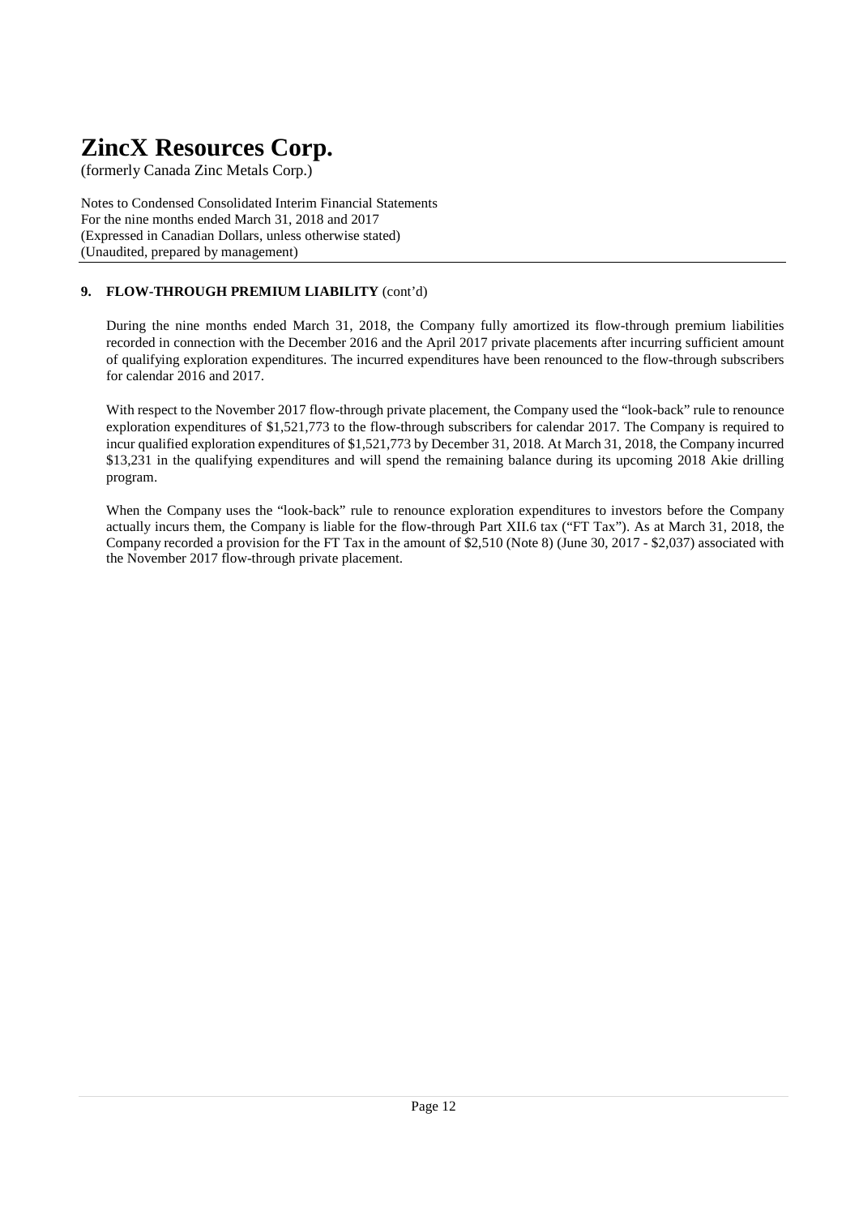## 9. FLOW-THROUGH PREMIUM LIABILITY (cont'd)

During the nine months ended March 31, 2018, the Company fully amortized its flow-through premium liabilities recorded in connection with the December 2016 and the April 2017 private placements after incurring sufficient amount of qualifying exploration expenditures. The incurred expenditures have been renounced to the flow-through subscribers for calendar 2016 and 2017.

With respect to the November 2017 flow-through private placement, the Company used the "look-back" rule to renounce exploration expenditures of $1,521,773 to the flow-through subscribers for calendar 2017. The Company is required to incur qualified exploration expenditures of $1,521,773 by December 31, 2018. At March 31, 2018, the Company incurred $13,231 in the qualifying expenditures and will spend the remaining balance during its upcoming 2018 Akie drilling program.

When the Company uses the "look-back" rule to renounce exploration expenditures to investors before the Company actually incurs them, the Company is liable for the flow-through Part XII.6 tax ("FT Tax"). As at March 31, 2018, the Company recorded a provision for the FT Tax in the amount of $2,510 (Note 8) (June 30, 2017 - $2,037) associated with the November 2017 flow-through private placement.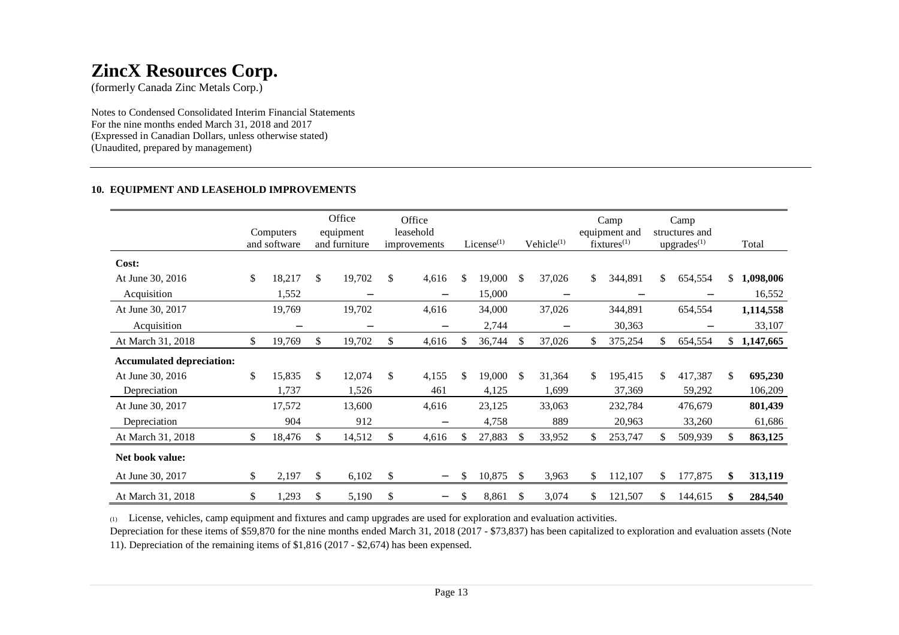# ZincX Resources Corp.

(formerly Canada Zinc Metals Corp.)

Notes to Condensed Consolidated Interim Financial Statements
For the nine months ended March 31, 2018 and 2017
(Expressed in Canadian Dollars, unless otherwise stated)
(Unaudited, prepared by management)

## 10. EQUIPMENT AND LEASEHOLD IMPROVEMENTS

| | Computers and software | Office equipment and furniture | Office leasehold improvements | License[(1)] | Vehicle[(1)] | Camp equipment and fixtures[(1)] | Camp structures and upgrades[(1)] | Total |
|---|---|---|---|---|---|---|---|---|
| **Cost:** | | | | | | | | |
| At June 30, 2016 | $ 18,217 | $ 19,702 | $ 4,616 | $ 19,000 | $ 37,026 | $ 344,891 | $ 654,554 | $ **1,098,006** |
| Acquisition | 1,552 | – | – | 15,000 | – | – | – | 16,552 |
| At June 30, 2017 | 19,769 | 19,702 | 4,616 | 34,000 | 37,026 | 344,891 | 654,554 | **1,114,558** |
| Acquisition | – | – | – | 2,744 | – | 30,363 | – | 33,107 |
| At March 31, 2018 | $ 19,769 | $ 19,702 | $ 4,616 | $ 36,744 | $ 37,026 | $ 375,254 | $ 654,554 | $ **1,147,665** |
| **Accumulated depreciation:** | | | | | | | | |
| At June 30, 2016 | $ 15,835 | $ 12,074 | $ 4,155 | $ 19,000 | $ 31,364 | $ 195,415 | $ 417,387 | $ **695,230** |
| Depreciation | 1,737 | 1,526 | 461 | 4,125 | 1,699 | 37,369 | 59,292 | 106,209 |
| At June 30, 2017 | 17,572 | 13,600 | 4,616 | 23,125 | 33,063 | 232,784 | 476,679 | **801,439** |
| Depreciation | 904 | 912 | – | 4,758 | 889 | 20,963 | 33,260 | 61,686 |
| At March 31, 2018 | $ 18,476 | $ 14,512 | $ 4,616 | $ 27,883 | $ 33,952 | $ 253,747 | $ 509,939 | $ **863,125** |
| **Net book value:** | | | | | | | | |
| At June 30, 2017 | $ 2,197 | $ 6,102 | $ – | $ 10,875 | $ 3,963 | $ 112,107 | $ 177,875 | **$ 313,119** |
| At March 31, 2018 | $ 1,293 | $ 5,190 | $ – | $ 8,861 | $ 3,074 | $ 121,507 | $ 144,615 | **$ 284,540** |

(1) License, vehicles, camp equipment and fixtures and camp upgrades are used for exploration and evaluation activities.
Depreciation for these items of $59,870 for the nine months ended March 31, 2018 (2017 - $73,837) has been capitalized to exploration and evaluation assets (Note 11). Depreciation of the remaining items of $1,816 (2017 - $2,674) has been expensed.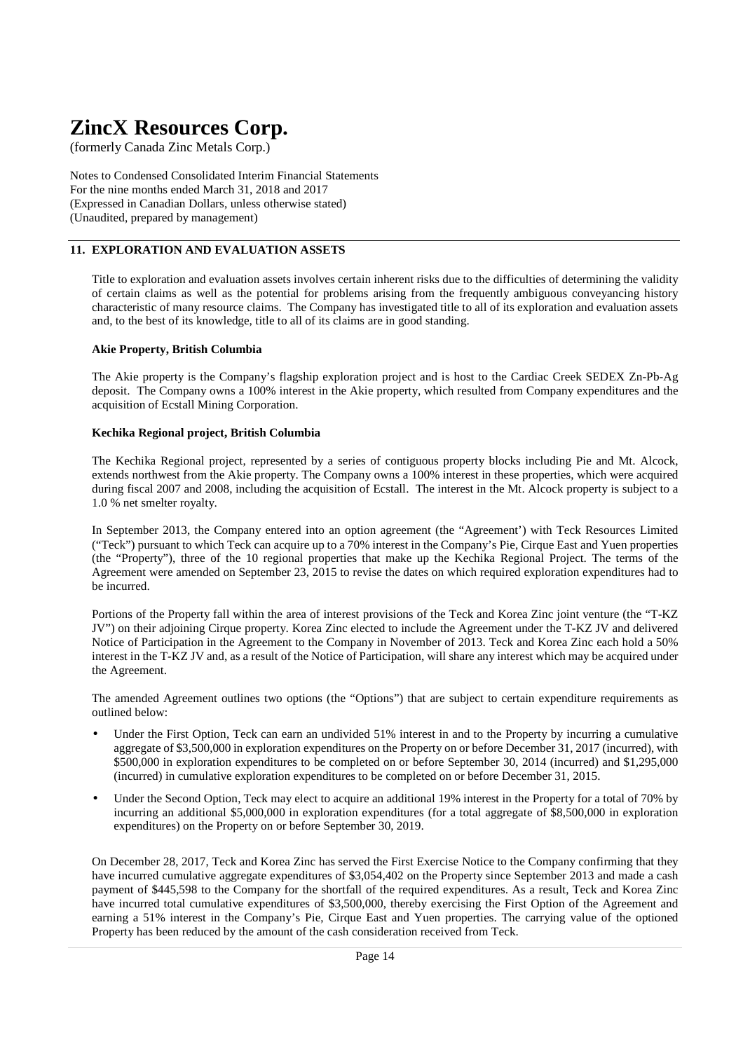# ZincX Resources Corp.

(formerly Canada Zinc Metals Corp.)

Notes to Condensed Consolidated Interim Financial Statements
For the nine months ended March 31, 2018 and 2017
(Expressed in Canadian Dollars, unless otherwise stated)
(Unaudited, prepared by management)

## 11. EXPLORATION AND EVALUATION ASSETS

Title to exploration and evaluation assets involves certain inherent risks due to the difficulties of determining the validity of certain claims as well as the potential for problems arising from the frequently ambiguous conveyancing history characteristic of many resource claims. The Company has investigated title to all of its exploration and evaluation assets and, to the best of its knowledge, title to all of its claims are in good standing.

**Akie Property, British Columbia**

The Akie property is the Company's flagship exploration project and is host to the Cardiac Creek SEDEX Zn-Pb-Ag deposit. The Company owns a 100% interest in the Akie property, which resulted from Company expenditures and the acquisition of Ecstall Mining Corporation.

**Kechika Regional project, British Columbia**

The Kechika Regional project, represented by a series of contiguous property blocks including Pie and Mt. Alcock, extends northwest from the Akie property. The Company owns a 100% interest in these properties, which were acquired during fiscal 2007 and 2008, including the acquisition of Ecstall. The interest in the Mt. Alcock property is subject to a 1.0 % net smelter royalty.

In September 2013, the Company entered into an option agreement (the "Agreement') with Teck Resources Limited ("Teck") pursuant to which Teck can acquire up to a 70% interest in the Company's Pie, Cirque East and Yuen properties (the "Property"), three of the 10 regional properties that make up the Kechika Regional Project. The terms of the Agreement were amended on September 23, 2015 to revise the dates on which required exploration expenditures had to be incurred.

Portions of the Property fall within the area of interest provisions of the Teck and Korea Zinc joint venture (the "T-KZ JV") on their adjoining Cirque property. Korea Zinc elected to include the Agreement under the T-KZ JV and delivered Notice of Participation in the Agreement to the Company in November of 2013. Teck and Korea Zinc each hold a 50% interest in the T-KZ JV and, as a result of the Notice of Participation, will share any interest which may be acquired under the Agreement.

The amended Agreement outlines two options (the "Options") that are subject to certain expenditure requirements as outlined below:

- Under the First Option, Teck can earn an undivided 51% interest in and to the Property by incurring a cumulative aggregate of $3,500,000 in exploration expenditures on the Property on or before December 31, 2017 (incurred), with $500,000 in exploration expenditures to be completed on or before September 30, 2014 (incurred) and $1,295,000 (incurred) in cumulative exploration expenditures to be completed on or before December 31, 2015.
- Under the Second Option, Teck may elect to acquire an additional 19% interest in the Property for a total of 70% by incurring an additional $5,000,000 in exploration expenditures (for a total aggregate of $8,500,000 in exploration expenditures) on the Property on or before September 30, 2019.

On December 28, 2017, Teck and Korea Zinc has served the First Exercise Notice to the Company confirming that they have incurred cumulative aggregate expenditures of $3,054,402 on the Property since September 2013 and made a cash payment of $445,598 to the Company for the shortfall of the required expenditures. As a result, Teck and Korea Zinc have incurred total cumulative expenditures of $3,500,000, thereby exercising the First Option of the Agreement and earning a 51% interest in the Company's Pie, Cirque East and Yuen properties. The carrying value of the optioned Property has been reduced by the amount of the cash consideration received from Teck.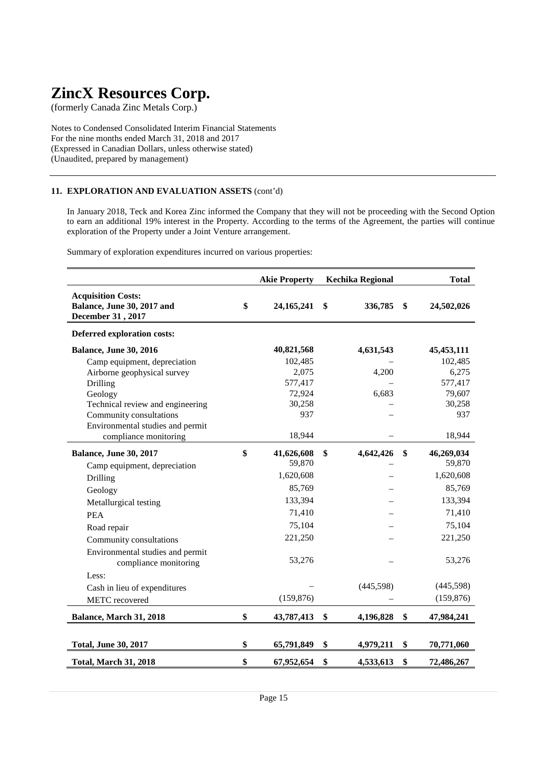# ZincX Resources Corp.

(formerly Canada Zinc Metals Corp.)

Notes to Condensed Consolidated Interim Financial Statements
For the nine months ended March 31, 2018 and 2017
(Expressed in Canadian Dollars, unless otherwise stated)
(Unaudited, prepared by management)

### 11. EXPLORATION AND EVALUATION ASSETS (cont'd)

In January 2018, Teck and Korea Zinc informed the Company that they will not be proceeding with the Second Option to earn an additional 19% interest in the Property. According to the terms of the Agreement, the parties will continue exploration of the Property under a Joint Venture arrangement.

Summary of exploration expenditures incurred on various properties:

| | Akie Property | Kechika Regional | Total |
|---|---|---|---|
| **Acquisition Costs:** **Balance, June 30, 2017 and December 31 , 2017** | **$ 24,165,241** | **$ 336,785** | **$ 24,502,026** |
| **Deferred exploration costs:** | | | |
| **Balance, June 30, 2016** | **40,821,568** | **4,631,543** | **45,453,111** |
| Camp equipment, depreciation | 102,485 | – | 102,485 |
| Airborne geophysical survey | 2,075 | 4,200 | 6,275 |
| Drilling | 577,417 | – | 577,417 |
| Geology | 72,924 | 6,683 | 79,607 |
| Technical review and engineering | 30,258 | – | 30,258 |
| Community consultations | 937 | – | 937 |
| Environmental studies and permit compliance monitoring | 18,944 | – | 18,944 |
| **Balance, June 30, 2017** | **$ 41,626,608** | **$ 4,642,426** | **$ 46,269,034** |
| Camp equipment, depreciation | 59,870 | – | 59,870 |
| Drilling | 1,620,608 | – | 1,620,608 |
| Geology | 85,769 | – | 85,769 |
| Metallurgical testing | 133,394 | – | 133,394 |
| PEA | 71,410 | – | 71,410 |
| Road repair | 75,104 | – | 75,104 |
| Community consultations | 221,250 | – | 221,250 |
| Environmental studies and permit compliance monitoring | 53,276 | – | 53,276 |
| Less: | | | |
| Cash in lieu of expenditures | – | (445,598) | (445,598) |
| METC recovered | (159,876) | – | (159,876) |
| **Balance, March 31, 2018** | **$ 43,787,413** | **$ 4,196,828** | **$ 47,984,241** |
| **Total, June 30, 2017** | **$ 65,791,849** | **$ 4,979,211** | **$ 70,771,060** |
| **Total, March 31, 2018** | **$ 67,952,654** | **$ 4,533,613** | **$ 72,486,267** |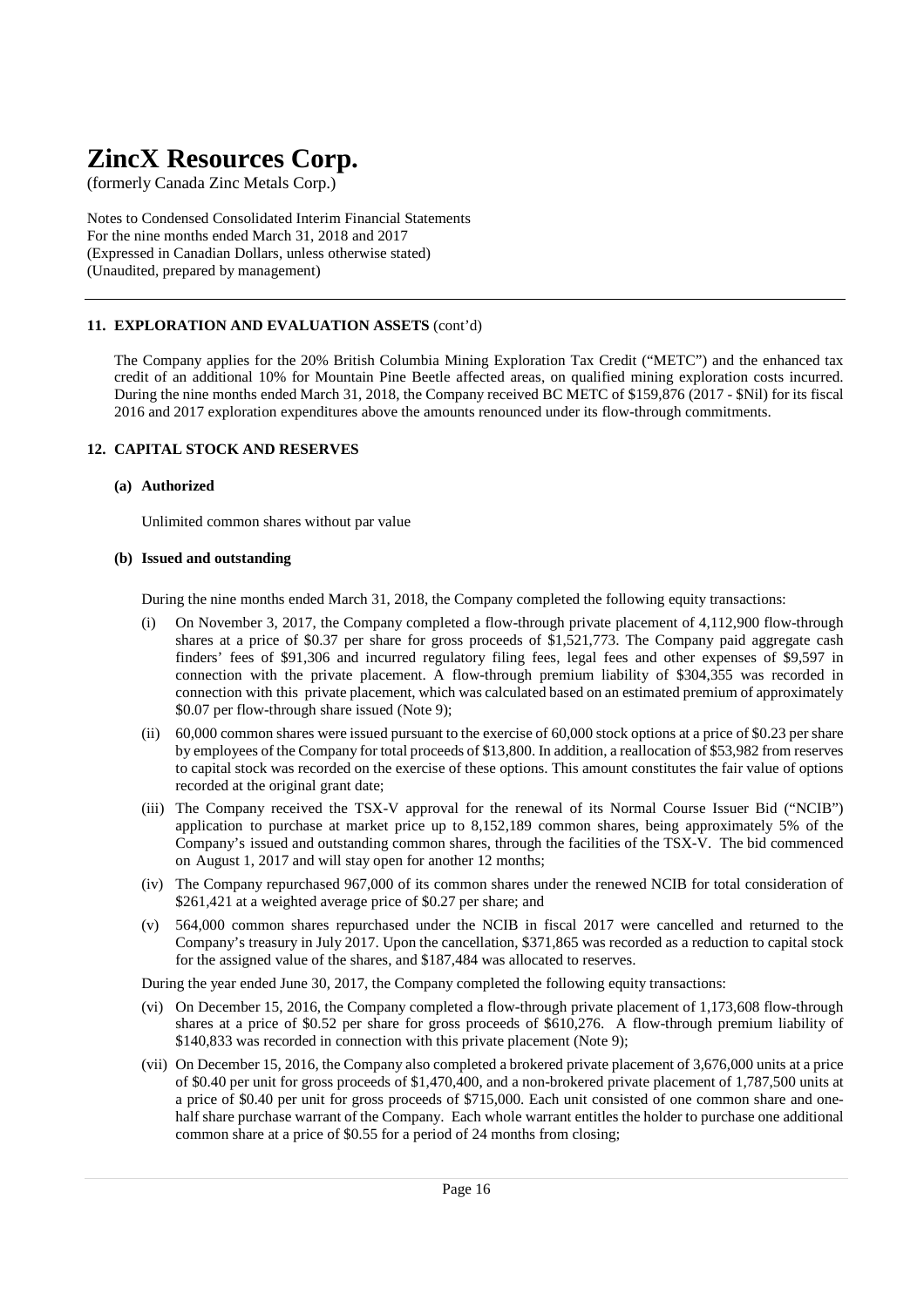# ZincX Resources Corp.

(formerly Canada Zinc Metals Corp.)

Notes to Condensed Consolidated Interim Financial Statements
For the nine months ended March 31, 2018 and 2017
(Expressed in Canadian Dollars, unless otherwise stated)
(Unaudited, prepared by management)

### 11. EXPLORATION AND EVALUATION ASSETS (cont'd)

The Company applies for the 20% British Columbia Mining Exploration Tax Credit ("METC") and the enhanced tax credit of an additional 10% for Mountain Pine Beetle affected areas, on qualified mining exploration costs incurred. During the nine months ended March 31, 2018, the Company received BC METC of $159,876 (2017 - $Nil) for its fiscal 2016 and 2017 exploration expenditures above the amounts renounced under its flow-through commitments.

### 12. CAPITAL STOCK AND RESERVES

#### (a) Authorized

Unlimited common shares without par value

#### (b) Issued and outstanding

During the nine months ended March 31, 2018, the Company completed the following equity transactions:

(i) On November 3, 2017, the Company completed a flow-through private placement of 4,112,900 flow-through shares at a price of $0.37 per share for gross proceeds of $1,521,773. The Company paid aggregate cash finders' fees of $91,306 and incurred regulatory filing fees, legal fees and other expenses of $9,597 in connection with the private placement. A flow-through premium liability of $304,355 was recorded in connection with this private placement, which was calculated based on an estimated premium of approximately $0.07 per flow-through share issued (Note 9);

(ii) 60,000 common shares were issued pursuant to the exercise of 60,000 stock options at a price of $0.23 per share by employees of the Company for total proceeds of $13,800. In addition, a reallocation of $53,982 from reserves to capital stock was recorded on the exercise of these options. This amount constitutes the fair value of options recorded at the original grant date;

(iii) The Company received the TSX-V approval for the renewal of its Normal Course Issuer Bid ("NCIB") application to purchase at market price up to 8,152,189 common shares, being approximately 5% of the Company's issued and outstanding common shares, through the facilities of the TSX-V. The bid commenced on August 1, 2017 and will stay open for another 12 months;

(iv) The Company repurchased 967,000 of its common shares under the renewed NCIB for total consideration of $261,421 at a weighted average price of $0.27 per share; and

(v) 564,000 common shares repurchased under the NCIB in fiscal 2017 were cancelled and returned to the Company's treasury in July 2017. Upon the cancellation, $371,865 was recorded as a reduction to capital stock for the assigned value of the shares, and $187,484 was allocated to reserves.

During the year ended June 30, 2017, the Company completed the following equity transactions:

(vi) On December 15, 2016, the Company completed a flow-through private placement of 1,173,608 flow-through shares at a price of $0.52 per share for gross proceeds of $610,276. A flow-through premium liability of $140,833 was recorded in connection with this private placement (Note 9);

(vii) On December 15, 2016, the Company also completed a brokered private placement of 3,676,000 units at a price of $0.40 per unit for gross proceeds of $1,470,400, and a non-brokered private placement of 1,787,500 units at a price of $0.40 per unit for gross proceeds of $715,000. Each unit consisted of one common share and one-half share purchase warrant of the Company. Each whole warrant entitles the holder to purchase one additional common share at a price of $0.55 for a period of 24 months from closing;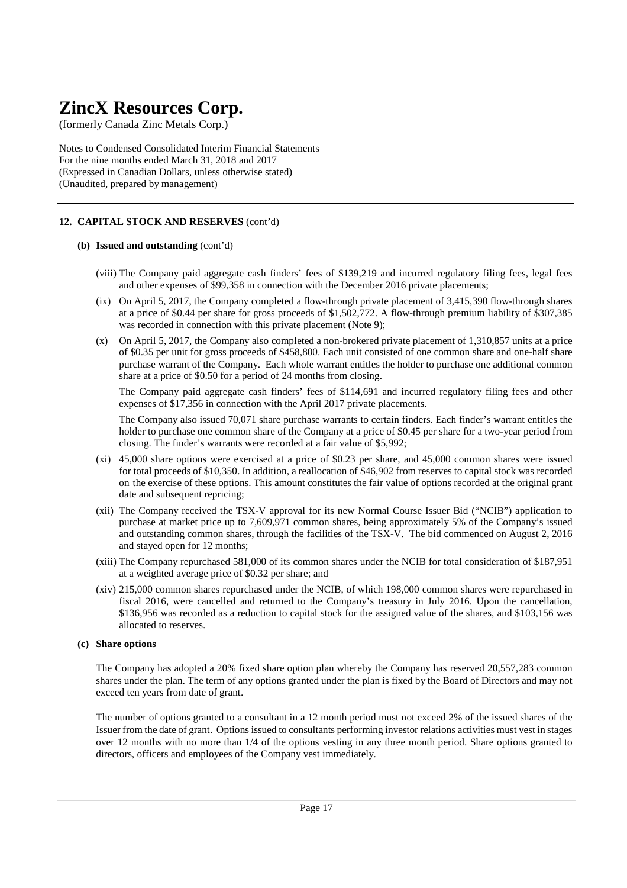# ZincX Resources Corp.

(formerly Canada Zinc Metals Corp.)

Notes to Condensed Consolidated Interim Financial Statements
For the nine months ended March 31, 2018 and 2017
(Expressed in Canadian Dollars, unless otherwise stated)
(Unaudited, prepared by management)

## 12. CAPITAL STOCK AND RESERVES (cont'd)

### (b) Issued and outstanding (cont'd)

(viii) The Company paid aggregate cash finders' fees of $139,219 and incurred regulatory filing fees, legal fees and other expenses of $99,358 in connection with the December 2016 private placements;

(ix) On April 5, 2017, the Company completed a flow-through private placement of 3,415,390 flow-through shares at a price of $0.44 per share for gross proceeds of $1,502,772. A flow-through premium liability of $307,385 was recorded in connection with this private placement (Note 9);

(x) On April 5, 2017, the Company also completed a non-brokered private placement of 1,310,857 units at a price of $0.35 per unit for gross proceeds of $458,800. Each unit consisted of one common share and one-half share purchase warrant of the Company. Each whole warrant entitles the holder to purchase one additional common share at a price of $0.50 for a period of 24 months from closing.

The Company paid aggregate cash finders' fees of $114,691 and incurred regulatory filing fees and other expenses of $17,356 in connection with the April 2017 private placements.

The Company also issued 70,071 share purchase warrants to certain finders. Each finder's warrant entitles the holder to purchase one common share of the Company at a price of $0.45 per share for a two-year period from closing. The finder's warrants were recorded at a fair value of $5,992;

(xi) 45,000 share options were exercised at a price of $0.23 per share, and 45,000 common shares were issued for total proceeds of $10,350. In addition, a reallocation of $46,902 from reserves to capital stock was recorded on the exercise of these options. This amount constitutes the fair value of options recorded at the original grant date and subsequent repricing;

(xii) The Company received the TSX-V approval for its new Normal Course Issuer Bid ("NCIB") application to purchase at market price up to 7,609,971 common shares, being approximately 5% of the Company's issued and outstanding common shares, through the facilities of the TSX-V. The bid commenced on August 2, 2016 and stayed open for 12 months;

(xiii) The Company repurchased 581,000 of its common shares under the NCIB for total consideration of $187,951 at a weighted average price of $0.32 per share; and

(xiv) 215,000 common shares repurchased under the NCIB, of which 198,000 common shares were repurchased in fiscal 2016, were cancelled and returned to the Company's treasury in July 2016. Upon the cancellation, $136,956 was recorded as a reduction to capital stock for the assigned value of the shares, and $103,156 was allocated to reserves.

### (c) Share options

The Company has adopted a 20% fixed share option plan whereby the Company has reserved 20,557,283 common shares under the plan. The term of any options granted under the plan is fixed by the Board of Directors and may not exceed ten years from date of grant.

The number of options granted to a consultant in a 12 month period must not exceed 2% of the issued shares of the Issuer from the date of grant. Options issued to consultants performing investor relations activities must vest in stages over 12 months with no more than 1/4 of the options vesting in any three month period. Share options granted to directors, officers and employees of the Company vest immediately.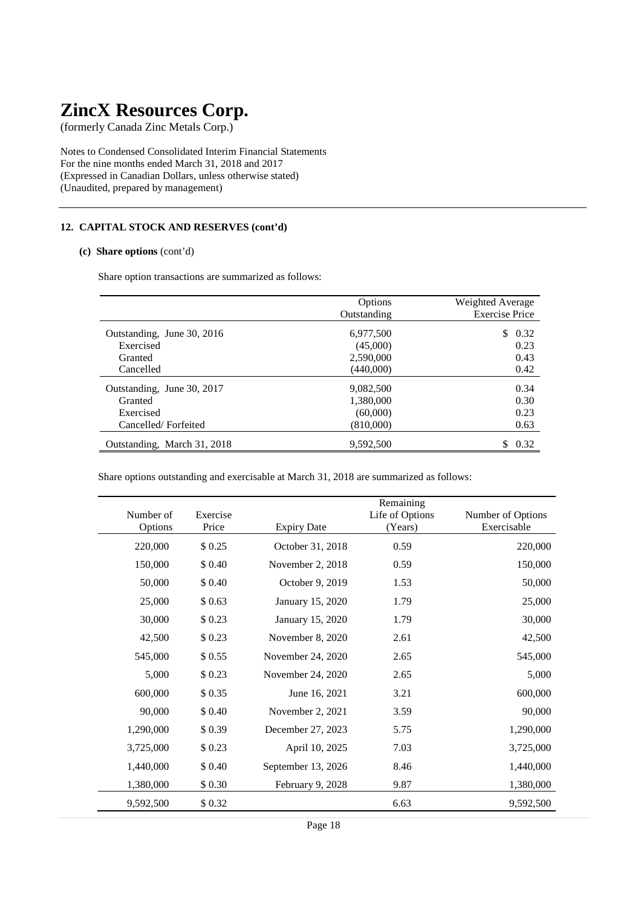# ZincX Resources Corp.

(formerly Canada Zinc Metals Corp.)

Notes to Condensed Consolidated Interim Financial Statements
For the nine months ended March 31, 2018 and 2017
(Expressed in Canadian Dollars, unless otherwise stated)
(Unaudited, prepared by management)

## 12. CAPITAL STOCK AND RESERVES (cont'd)

### (c) Share options (cont'd)

Share option transactions are summarized as follows:

| | Options Outstanding | Weighted Average Exercise Price |
|---|---|---|
| Outstanding, June 30, 2016 | 6,977,500 | $ 0.32 |
| Exercised | (45,000) | 0.23 |
| Granted | 2,590,000 | 0.43 |
| Cancelled | (440,000) | 0.42 |
| Outstanding, June 30, 2017 | 9,082,500 | 0.34 |
| Granted | 1,380,000 | 0.30 |
| Exercised | (60,000) | 0.23 |
| Cancelled/ Forfeited | (810,000) | 0.63 |
| Outstanding, March 31, 2018 | 9,592,500 | $ 0.32 |

Share options outstanding and exercisable at March 31, 2018 are summarized as follows:

| Number of Options | Exercise Price | Expiry Date | Remaining Life of Options (Years) | Number of Options Exercisable |
|---|---|---|---|---|
| 220,000 | $ 0.25 | October 31, 2018 | 0.59 | 220,000 |
| 150,000 | $ 0.40 | November 2, 2018 | 0.59 | 150,000 |
| 50,000 | $ 0.40 | October 9, 2019 | 1.53 | 50,000 |
| 25,000 | $ 0.63 | January 15, 2020 | 1.79 | 25,000 |
| 30,000 | $ 0.23 | January 15, 2020 | 1.79 | 30,000 |
| 42,500 | $ 0.23 | November 8, 2020 | 2.61 | 42,500 |
| 545,000 | $ 0.55 | November 24, 2020 | 2.65 | 545,000 |
| 5,000 | $ 0.23 | November 24, 2020 | 2.65 | 5,000 |
| 600,000 | $ 0.35 | June 16, 2021 | 3.21 | 600,000 |
| 90,000 | $ 0.40 | November 2, 2021 | 3.59 | 90,000 |
| 1,290,000 | $ 0.39 | December 27, 2023 | 5.75 | 1,290,000 |
| 3,725,000 | $ 0.23 | April 10, 2025 | 7.03 | 3,725,000 |
| 1,440,000 | $ 0.40 | September 13, 2026 | 8.46 | 1,440,000 |
| 1,380,000 | $ 0.30 | February 9, 2028 | 9.87 | 1,380,000 |
| 9,592,500 | $ 0.32 | | 6.63 | 9,592,500 |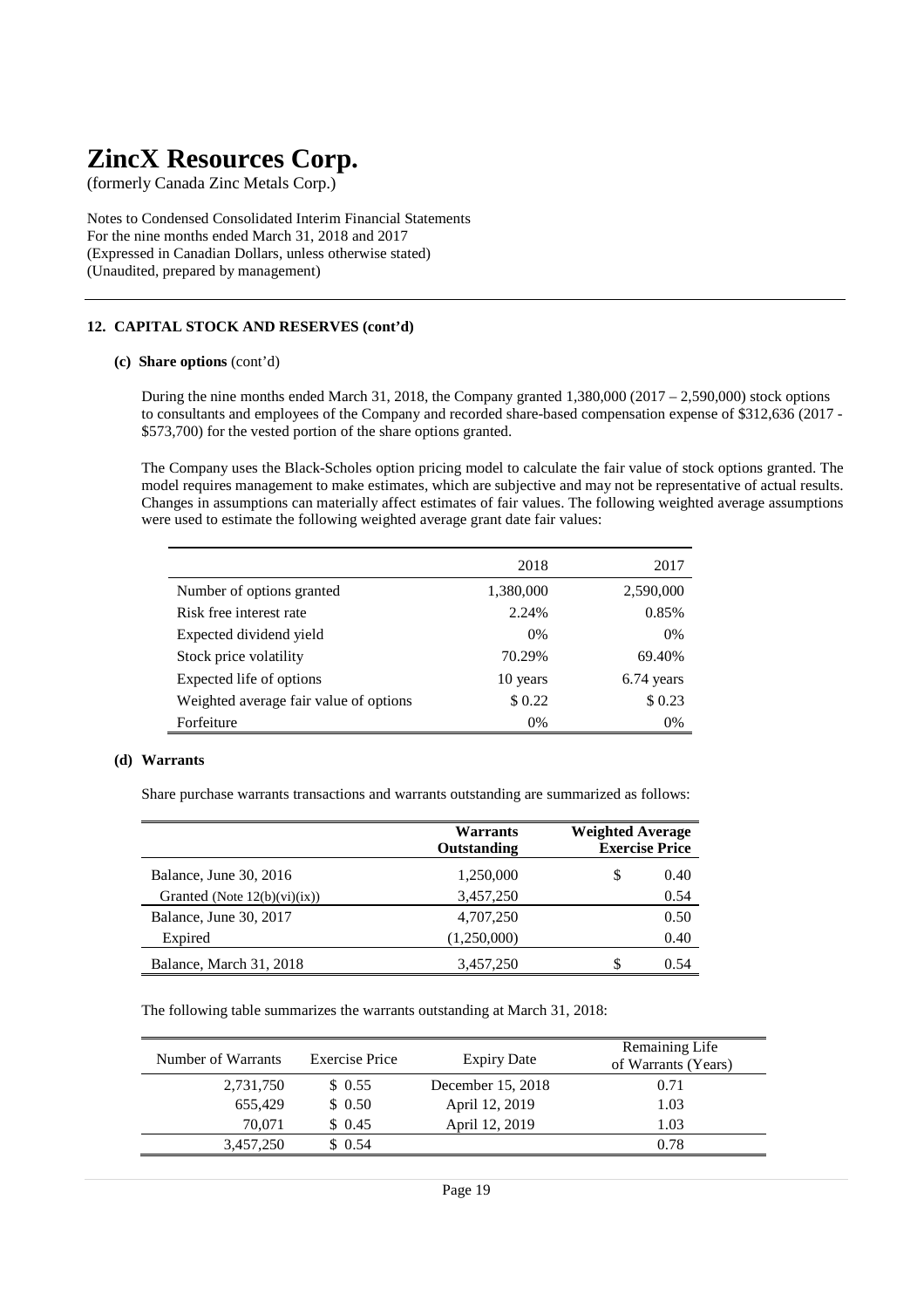# ZincX Resources Corp.

(formerly Canada Zinc Metals Corp.)

Notes to Condensed Consolidated Interim Financial Statements
For the nine months ended March 31, 2018 and 2017
(Expressed in Canadian Dollars, unless otherwise stated)
(Unaudited, prepared by management)

---

#### 12. CAPITAL STOCK AND RESERVES (cont'd)

**(c) Share options** (cont'd)

During the nine months ended March 31, 2018, the Company granted 1,380,000 (2017 – 2,590,000) stock options to consultants and employees of the Company and recorded share-based compensation expense of $312,636 (2017 - $573,700) for the vested portion of the share options granted.

The Company uses the Black-Scholes option pricing model to calculate the fair value of stock options granted. The model requires management to make estimates, which are subjective and may not be representative of actual results. Changes in assumptions can materially affect estimates of fair values. The following weighted average assumptions were used to estimate the following weighted average grant date fair values:

| | 2018 | 2017 |
|---|---|---|
| Number of options granted | 1,380,000 | 2,590,000 |
| Risk free interest rate | 2.24% | 0.85% |
| Expected dividend yield | 0% | 0% |
| Stock price volatility | 70.29% | 69.40% |
| Expected life of options | 10 years | 6.74 years |
| Weighted average fair value of options | $ 0.22 | $ 0.23 |
| Forfeiture | 0% | 0% |

**(d) Warrants**

Share purchase warrants transactions and warrants outstanding are summarized as follows:

| | **Warrants Outstanding** | **Weighted Average Exercise Price** |
|---|---|---|
| Balance, June 30, 2016 | 1,250,000 | $ 0.40 |
| Granted (Note 12(b)(vi)(ix)) | 3,457,250 | 0.54 |
| Balance, June 30, 2017 | 4,707,250 | 0.50 |
| Expired | (1,250,000) | 0.40 |
| Balance, March 31, 2018 | 3,457,250 | $ 0.54 |

The following table summarizes the warrants outstanding at March 31, 2018:

| Number of Warrants | Exercise Price | Expiry Date | Remaining Life of Warrants (Years) |
|---|---|---|---|
| 2,731,750 | $ 0.55 | December 15, 2018 | 0.71 |
| 655,429 | $ 0.50 | April 12, 2019 | 1.03 |
| 70,071 | $ 0.45 | April 12, 2019 | 1.03 |
| 3,457,250 | $ 0.54 | | 0.78 |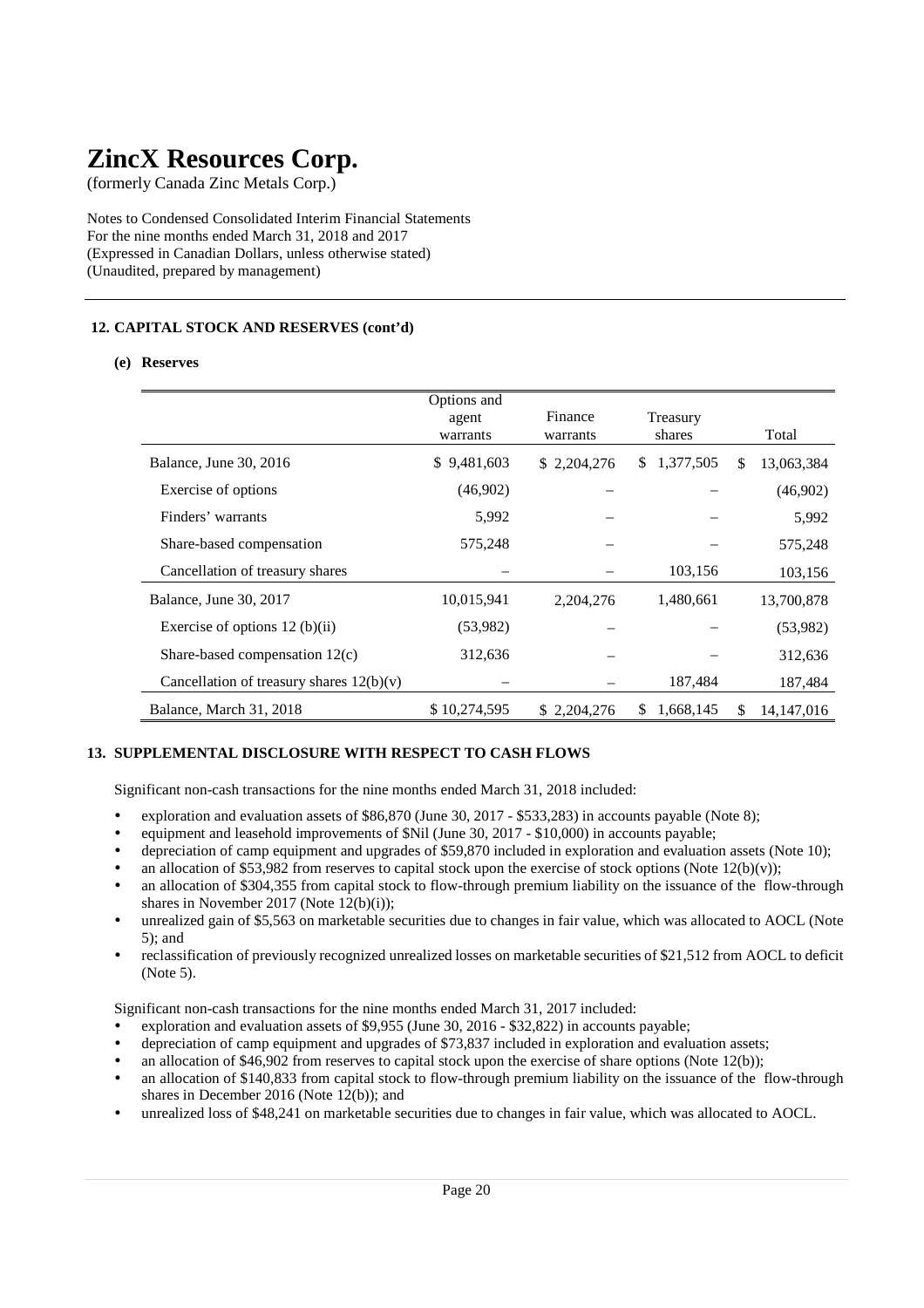# ZincX Resources Corp.

(formerly Canada Zinc Metals Corp.)

Notes to Condensed Consolidated Interim Financial Statements
For the nine months ended March 31, 2018 and 2017
(Expressed in Canadian Dollars, unless otherwise stated)
(Unaudited, prepared by management)

## 12. CAPITAL STOCK AND RESERVES (cont'd)

### (e) Reserves

| | Options and agent warrants | Finance warrants | Treasury shares | Total |
|---|---|---|---|---|
| Balance, June 30, 2016 | $ 9,481,603 | $ 2,204,276 | $ 1,377,505 | $ 13,063,384 |
| Exercise of options | (46,902) | – | – | (46,902) |
| Finders' warrants | 5,992 | – | – | 5,992 |
| Share-based compensation | 575,248 | – | – | 575,248 |
| Cancellation of treasury shares | – | – | 103,156 | 103,156 |
| Balance, June 30, 2017 | 10,015,941 | 2,204,276 | 1,480,661 | 13,700,878 |
| Exercise of options 12 (b)(ii) | (53,982) | – | – | (53,982) |
| Share-based compensation 12(c) | 312,636 | – | – | 312,636 |
| Cancellation of treasury shares 12(b)(v) | – | – | 187,484 | 187,484 |
| Balance, March 31, 2018 | $ 10,274,595 | $ 2,204,276 | $ 1,668,145 | $ 14,147,016 |

## 13. SUPPLEMENTAL DISCLOSURE WITH RESPECT TO CASH FLOWS

Significant non-cash transactions for the nine months ended March 31, 2018 included:

- exploration and evaluation assets of $86,870 (June 30, 2017 - $533,283) in accounts payable (Note 8);
- equipment and leasehold improvements of $Nil (June 30, 2017 - $10,000) in accounts payable;
- depreciation of camp equipment and upgrades of $59,870 included in exploration and evaluation assets (Note 10);
- an allocation of $53,982 from reserves to capital stock upon the exercise of stock options (Note 12(b)(v));
- an allocation of $304,355 from capital stock to flow-through premium liability on the issuance of the flow-through shares in November 2017 (Note 12(b)(i));
- unrealized gain of $5,563 on marketable securities due to changes in fair value, which was allocated to AOCL (Note 5); and
- reclassification of previously recognized unrealized losses on marketable securities of $21,512 from AOCL to deficit (Note 5).

Significant non-cash transactions for the nine months ended March 31, 2017 included:

- exploration and evaluation assets of $9,955 (June 30, 2016 - $32,822) in accounts payable;
- depreciation of camp equipment and upgrades of $73,837 included in exploration and evaluation assets;
- an allocation of $46,902 from reserves to capital stock upon the exercise of share options (Note 12(b));
- an allocation of $140,833 from capital stock to flow-through premium liability on the issuance of the flow-through shares in December 2016 (Note 12(b)); and
- unrealized loss of $48,241 on marketable securities due to changes in fair value, which was allocated to AOCL.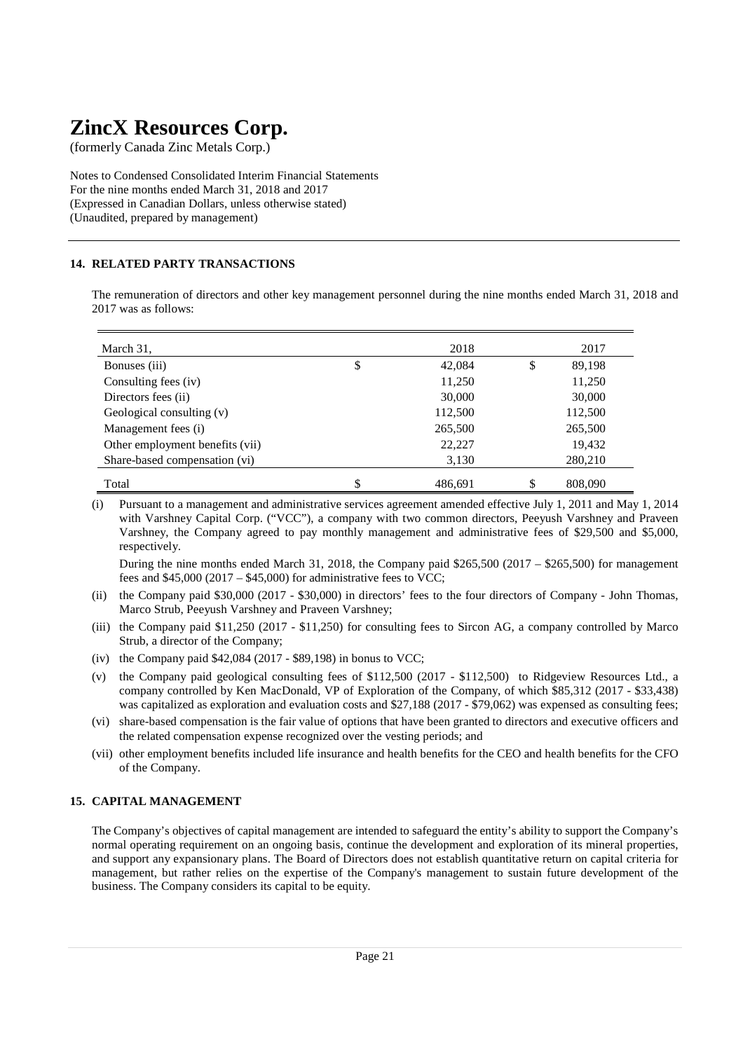# ZincX Resources Corp.

(formerly Canada Zinc Metals Corp.)

Notes to Condensed Consolidated Interim Financial Statements
For the nine months ended March 31, 2018 and 2017
(Expressed in Canadian Dollars, unless otherwise stated)
(Unaudited, prepared by management)

## 14. RELATED PARTY TRANSACTIONS

The remuneration of directors and other key management personnel during the nine months ended March 31, 2018 and 2017 was as follows:

| March 31, | 2018 | 2017 |
|---|---|---|
| Bonuses (iii) | $ 42,084 | $ 89,198 |
| Consulting fees (iv) | 11,250 | 11,250 |
| Directors fees (ii) | 30,000 | 30,000 |
| Geological consulting (v) | 112,500 | 112,500 |
| Management fees (i) | 265,500 | 265,500 |
| Other employment benefits (vii) | 22,227 | 19,432 |
| Share-based compensation (vi) | 3,130 | 280,210 |
| Total | $ 486,691 | $ 808,090 |

(i) Pursuant to a management and administrative services agreement amended effective July 1, 2011 and May 1, 2014 with Varshney Capital Corp. ("VCC"), a company with two common directors, Peeyush Varshney and Praveen Varshney, the Company agreed to pay monthly management and administrative fees of $29,500 and $5,000, respectively.

During the nine months ended March 31, 2018, the Company paid $265,500 (2017 – $265,500) for management fees and $45,000 (2017 – $45,000) for administrative fees to VCC;

(ii) the Company paid $30,000 (2017 - $30,000) in directors' fees to the four directors of Company - John Thomas, Marco Strub, Peeyush Varshney and Praveen Varshney;

(iii) the Company paid $11,250 (2017 - $11,250) for consulting fees to Sircon AG, a company controlled by Marco Strub, a director of the Company;

(iv) the Company paid $42,084 (2017 - $89,198) in bonus to VCC;

(v) the Company paid geological consulting fees of $112,500 (2017 - $112,500) to Ridgeview Resources Ltd., a company controlled by Ken MacDonald, VP of Exploration of the Company, of which $85,312 (2017 - $33,438) was capitalized as exploration and evaluation costs and $27,188 (2017 - $79,062) was expensed as consulting fees;

(vi) share-based compensation is the fair value of options that have been granted to directors and executive officers and the related compensation expense recognized over the vesting periods; and

(vii) other employment benefits included life insurance and health benefits for the CEO and health benefits for the CFO of the Company.

## 15. CAPITAL MANAGEMENT

The Company's objectives of capital management are intended to safeguard the entity's ability to support the Company's normal operating requirement on an ongoing basis, continue the development and exploration of its mineral properties, and support any expansionary plans. The Board of Directors does not establish quantitative return on capital criteria for management, but rather relies on the expertise of the Company's management to sustain future development of the business. The Company considers its capital to be equity.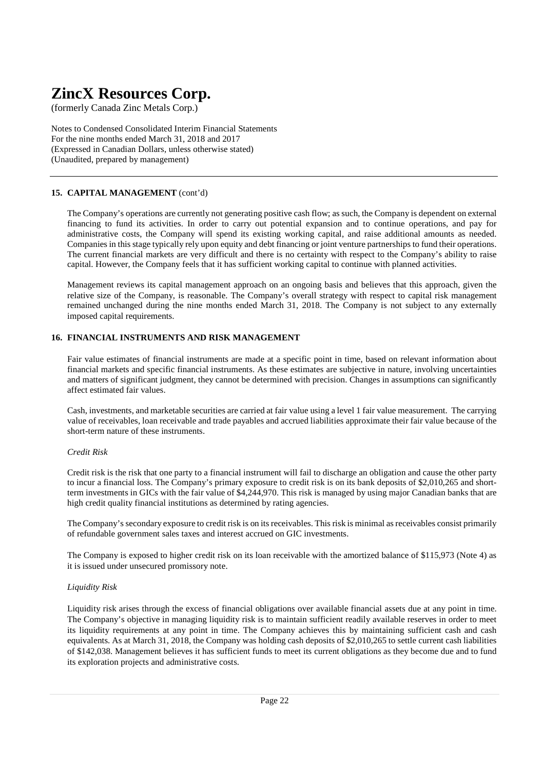### 15. CAPITAL MANAGEMENT (cont'd)

The Company's operations are currently not generating positive cash flow; as such, the Company is dependent on external financing to fund its activities. In order to carry out potential expansion and to continue operations, and pay for administrative costs, the Company will spend its existing working capital, and raise additional amounts as needed. Companies in this stage typically rely upon equity and debt financing or joint venture partnerships to fund their operations. The current financial markets are very difficult and there is no certainty with respect to the Company's ability to raise capital. However, the Company feels that it has sufficient working capital to continue with planned activities.

Management reviews its capital management approach on an ongoing basis and believes that this approach, given the relative size of the Company, is reasonable. The Company's overall strategy with respect to capital risk management remained unchanged during the nine months ended March 31, 2018. The Company is not subject to any externally imposed capital requirements.

### 16. FINANCIAL INSTRUMENTS AND RISK MANAGEMENT

Fair value estimates of financial instruments are made at a specific point in time, based on relevant information about financial markets and specific financial instruments. As these estimates are subjective in nature, involving uncertainties and matters of significant judgment, they cannot be determined with precision. Changes in assumptions can significantly affect estimated fair values.

Cash, investments, and marketable securities are carried at fair value using a level 1 fair value measurement. The carrying value of receivables, loan receivable and trade payables and accrued liabilities approximate their fair value because of the short-term nature of these instruments.

*Credit Risk*

Credit risk is the risk that one party to a financial instrument will fail to discharge an obligation and cause the other party to incur a financial loss. The Company's primary exposure to credit risk is on its bank deposits of $2,010,265 and short-term investments in GICs with the fair value of $4,244,970. This risk is managed by using major Canadian banks that are high credit quality financial institutions as determined by rating agencies.

The Company's secondary exposure to credit risk is on its receivables. This risk is minimal as receivables consist primarily of refundable government sales taxes and interest accrued on GIC investments.

The Company is exposed to higher credit risk on its loan receivable with the amortized balance of $115,973 (Note 4) as it is issued under unsecured promissory note.

*Liquidity Risk*

Liquidity risk arises through the excess of financial obligations over available financial assets due at any point in time. The Company's objective in managing liquidity risk is to maintain sufficient readily available reserves in order to meet its liquidity requirements at any point in time. The Company achieves this by maintaining sufficient cash and cash equivalents. As at March 31, 2018, the Company was holding cash deposits of $2,010,265 to settle current cash liabilities of $142,038. Management believes it has sufficient funds to meet its current obligations as they become due and to fund its exploration projects and administrative costs.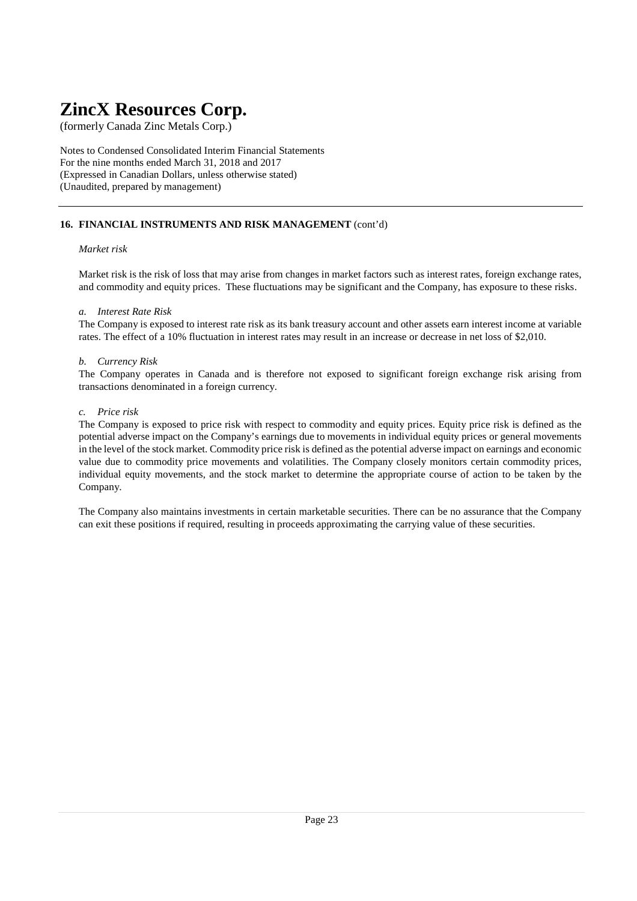# ZincX Resources Corp.

(formerly Canada Zinc Metals Corp.)

Notes to Condensed Consolidated Interim Financial Statements
For the nine months ended March 31, 2018 and 2017
(Expressed in Canadian Dollars, unless otherwise stated)
(Unaudited, prepared by management)

## 16. FINANCIAL INSTRUMENTS AND RISK MANAGEMENT (cont'd)

*Market risk*

Market risk is the risk of loss that may arise from changes in market factors such as interest rates, foreign exchange rates, and commodity and equity prices. These fluctuations may be significant and the Company, has exposure to these risks.

*a. Interest Rate Risk*

The Company is exposed to interest rate risk as its bank treasury account and other assets earn interest income at variable rates. The effect of a 10% fluctuation in interest rates may result in an increase or decrease in net loss of $2,010.

*b. Currency Risk*

The Company operates in Canada and is therefore not exposed to significant foreign exchange risk arising from transactions denominated in a foreign currency.

*c. Price risk*

The Company is exposed to price risk with respect to commodity and equity prices. Equity price risk is defined as the potential adverse impact on the Company's earnings due to movements in individual equity prices or general movements in the level of the stock market. Commodity price risk is defined as the potential adverse impact on earnings and economic value due to commodity price movements and volatilities. The Company closely monitors certain commodity prices, individual equity movements, and the stock market to determine the appropriate course of action to be taken by the Company.

The Company also maintains investments in certain marketable securities. There can be no assurance that the Company can exit these positions if required, resulting in proceeds approximating the carrying value of these securities.